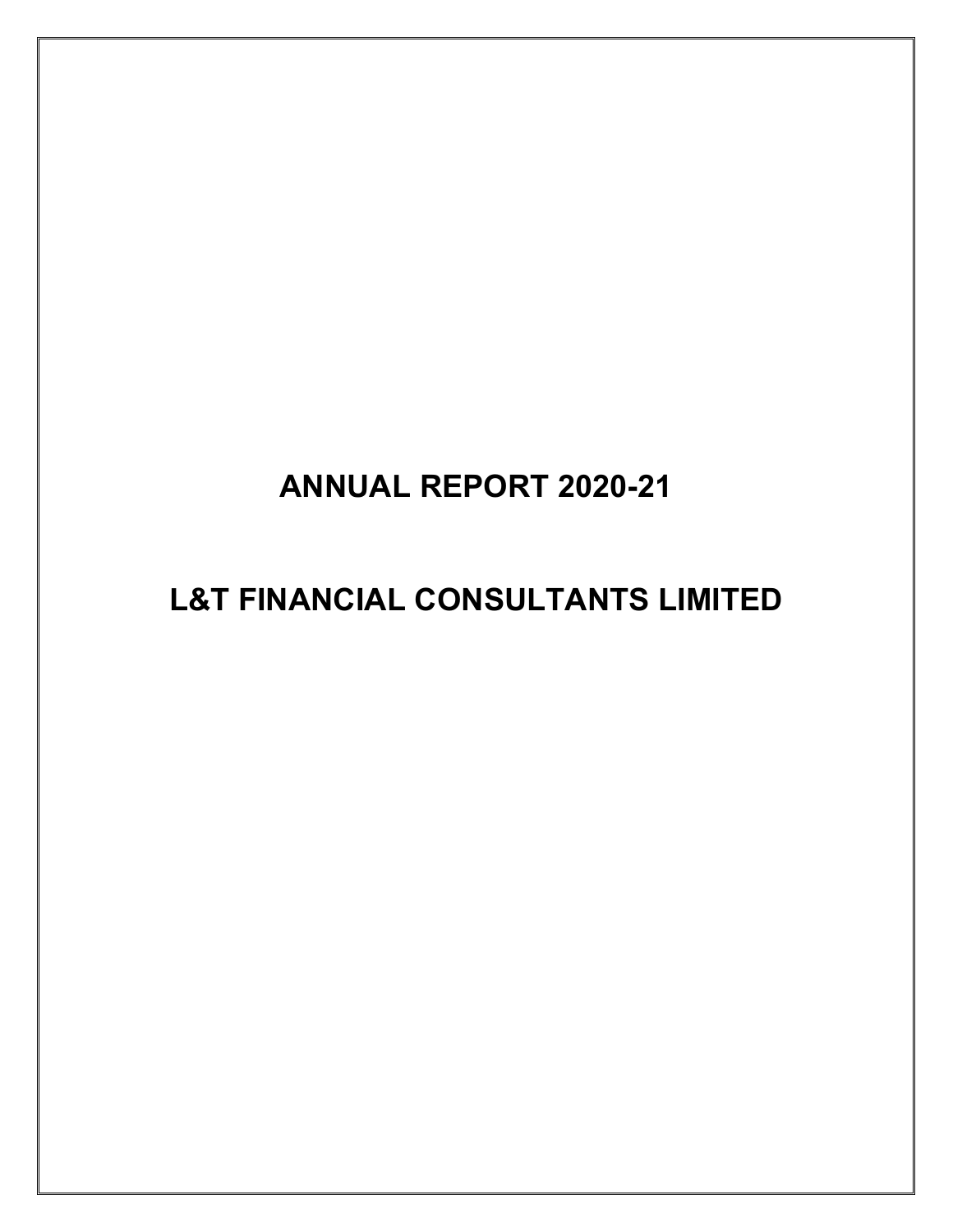# ANNUAL REPORT 2020-21

# L&T FINANCIAL CONSULTANTS LIMITED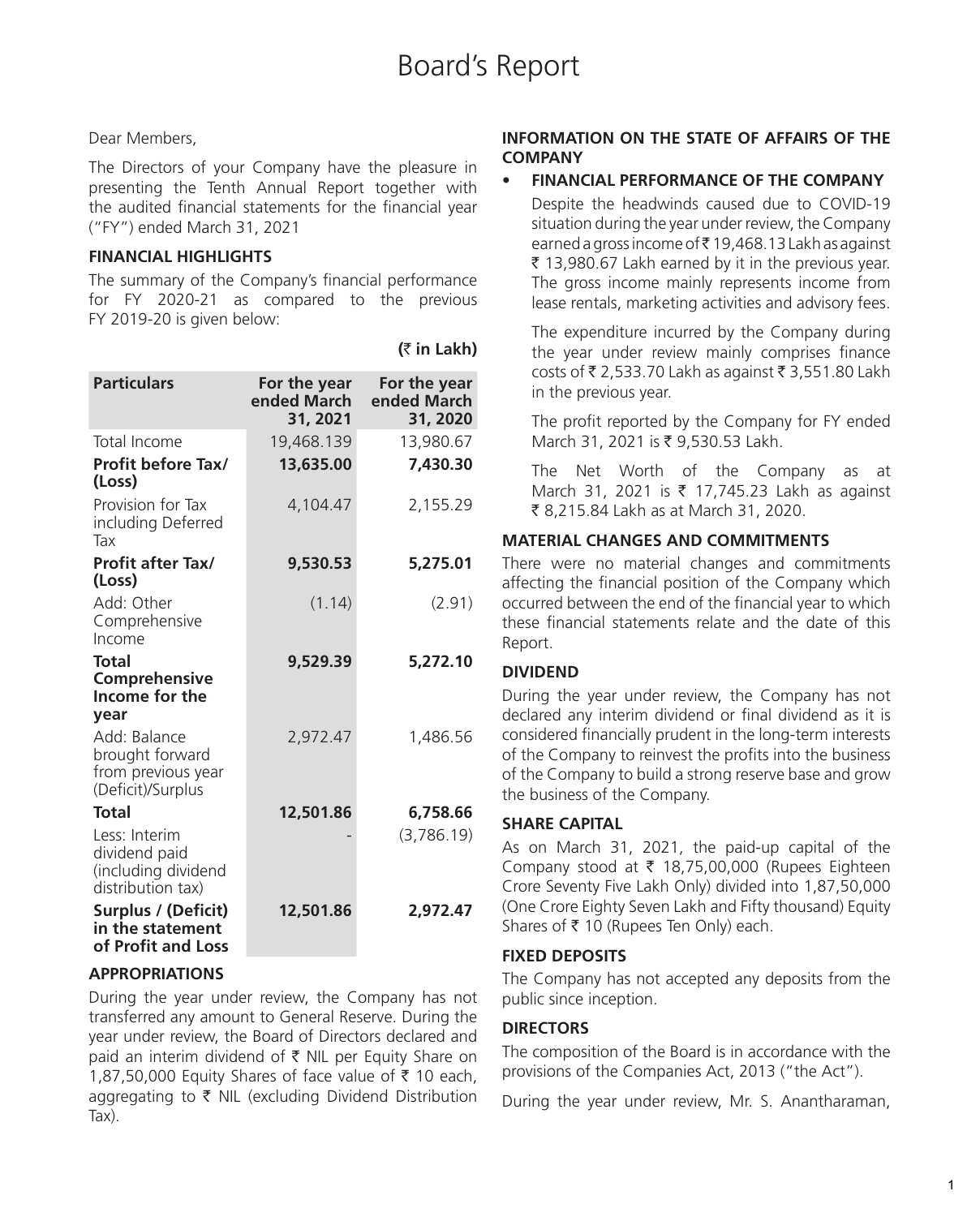# Board's Report

Dear Members,

The Directors of your Company have the pleasure in presenting the Tenth Annual Report together with the audited financial statements for the financial year ("FY") ended March 31, 2021

### FINANCIAL HIGHLIGHTS

The summary of the Company's financial performance for FY 2020-21 as compared to the previous FY 2019-20 is given below:

**(₹ in Lakh)**

| Particulars | For the year ended March 31, 2021 | For the year ended March 31, 2020 |
|---|---|---|
| Total Income | 19,468.139 | 13,980.67 |
| **Profit before Tax/ (Loss)** | **13,635.00** | **7,430.30** |
| Provision for Tax including Deferred Tax | 4,104.47 | 2,155.29 |
| **Profit after Tax/ (Loss)** | **9,530.53** | **5,275.01** |
| Add: Other Comprehensive Income | (1.14) | (2.91) |
| **Total Comprehensive Income for the year** | **9,529.39** | **5,272.10** |
| Add: Balance brought forward from previous year (Deficit)/Surplus | 2,972.47 | 1,486.56 |
| **Total** | **12,501.86** | **6,758.66** |
| Less: Interim dividend paid (including dividend distribution tax) | - | (3,786.19) |
| **Surplus / (Deficit) in the statement of Profit and Loss** | **12,501.86** | **2,972.47** |

### APPROPRIATIONS

During the year under review, the Company has not transferred any amount to General Reserve. During the year under review, the Board of Directors declared and paid an interim dividend of ₹ NIL per Equity Share on 1,87,50,000 Equity Shares of face value of ₹ 10 each, aggregating to ₹ NIL (excluding Dividend Distribution Tax).

### INFORMATION ON THE STATE OF AFFAIRS OF THE COMPANY

- **FINANCIAL PERFORMANCE OF THE COMPANY**

  Despite the headwinds caused due to COVID-19 situation during the year under review, the Company earned a gross income of ₹ 19,468.13 Lakh as against ₹ 13,980.67 Lakh earned by it in the previous year. The gross income mainly represents income from lease rentals, marketing activities and advisory fees.

  The expenditure incurred by the Company during the year under review mainly comprises finance costs of ₹ 2,533.70 Lakh as against ₹ 3,551.80 Lakh in the previous year.

  The profit reported by the Company for FY ended March 31, 2021 is ₹ 9,530.53 Lakh.

  The Net Worth of the Company as at March 31, 2021 is ₹ 17,745.23 Lakh as against ₹ 8,215.84 Lakh as at March 31, 2020.

### MATERIAL CHANGES AND COMMITMENTS

There were no material changes and commitments affecting the financial position of the Company which occurred between the end of the financial year to which these financial statements relate and the date of this Report.

### DIVIDEND

During the year under review, the Company has not declared any interim dividend or final dividend as it is considered financially prudent in the long-term interests of the Company to reinvest the profits into the business of the Company to build a strong reserve base and grow the business of the Company.

### SHARE CAPITAL

As on March 31, 2021, the paid-up capital of the Company stood at ₹ 18,75,00,000 (Rupees Eighteen Crore Seventy Five Lakh Only) divided into 1,87,50,000 (One Crore Eighty Seven Lakh and Fifty thousand) Equity Shares of ₹ 10 (Rupees Ten Only) each.

### FIXED DEPOSITS

The Company has not accepted any deposits from the public since inception.

### DIRECTORS

The composition of the Board is in accordance with the provisions of the Companies Act, 2013 ("the Act").

During the year under review, Mr. S. Anantharaman,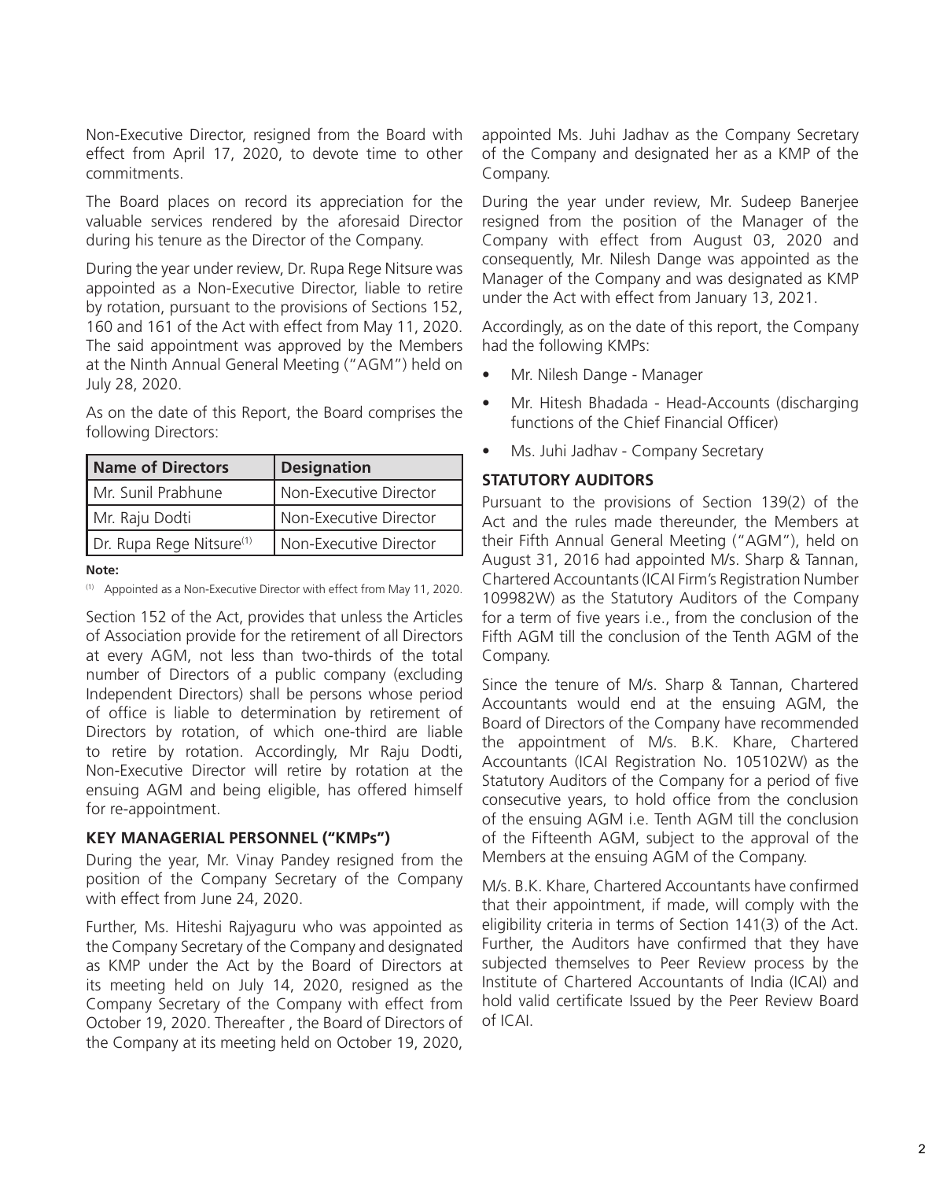Non-Executive Director, resigned from the Board with effect from April 17, 2020, to devote time to other commitments.

The Board places on record its appreciation for the valuable services rendered by the aforesaid Director during his tenure as the Director of the Company.

During the year under review, Dr. Rupa Rege Nitsure was appointed as a Non-Executive Director, liable to retire by rotation, pursuant to the provisions of Sections 152, 160 and 161 of the Act with effect from May 11, 2020. The said appointment was approved by the Members at the Ninth Annual General Meeting ("AGM") held on July 28, 2020.

As on the date of this Report, the Board comprises the following Directors:

| Name of Directors | Designation |
|---|---|
| Mr. Sunil Prabhune | Non-Executive Director |
| Mr. Raju Dodti | Non-Executive Director |
| Dr. Rupa Rege Nitsure(1) | Non-Executive Director |

**Note:**

(1) Appointed as a Non-Executive Director with effect from May 11, 2020.

Section 152 of the Act, provides that unless the Articles of Association provide for the retirement of all Directors at every AGM, not less than two-thirds of the total number of Directors of a public company (excluding Independent Directors) shall be persons whose period of office is liable to determination by retirement of Directors by rotation, of which one-third are liable to retire by rotation. Accordingly, Mr Raju Dodti, Non-Executive Director will retire by rotation at the ensuing AGM and being eligible, has offered himself for re-appointment.

### KEY MANAGERIAL PERSONNEL ("KMPs")

During the year, Mr. Vinay Pandey resigned from the position of the Company Secretary of the Company with effect from June 24, 2020.

Further, Ms. Hiteshi Rajyaguru who was appointed as the Company Secretary of the Company and designated as KMP under the Act by the Board of Directors at its meeting held on July 14, 2020, resigned as the Company Secretary of the Company with effect from October 19, 2020. Thereafter , the Board of Directors of the Company at its meeting held on October 19, 2020, appointed Ms. Juhi Jadhav as the Company Secretary of the Company and designated her as a KMP of the Company.

During the year under review, Mr. Sudeep Banerjee resigned from the position of the Manager of the Company with effect from August 03, 2020 and consequently, Mr. Nilesh Dange was appointed as the Manager of the Company and was designated as KMP under the Act with effect from January 13, 2021.

Accordingly, as on the date of this report, the Company had the following KMPs:

- Mr. Nilesh Dange - Manager
- Mr. Hitesh Bhadada - Head-Accounts (discharging functions of the Chief Financial Officer)
- Ms. Juhi Jadhav - Company Secretary

### STATUTORY AUDITORS

Pursuant to the provisions of Section 139(2) of the Act and the rules made thereunder, the Members at their Fifth Annual General Meeting ("AGM"), held on August 31, 2016 had appointed M/s. Sharp & Tannan, Chartered Accountants (ICAI Firm's Registration Number 109982W) as the Statutory Auditors of the Company for a term of five years i.e., from the conclusion of the Fifth AGM till the conclusion of the Tenth AGM of the Company.

Since the tenure of M/s. Sharp & Tannan, Chartered Accountants would end at the ensuing AGM, the Board of Directors of the Company have recommended the appointment of M/s. B.K. Khare, Chartered Accountants (ICAI Registration No. 105102W) as the Statutory Auditors of the Company for a period of five consecutive years, to hold office from the conclusion of the ensuing AGM i.e. Tenth AGM till the conclusion of the Fifteenth AGM, subject to the approval of the Members at the ensuing AGM of the Company.

M/s. B.K. Khare, Chartered Accountants have confirmed that their appointment, if made, will comply with the eligibility criteria in terms of Section 141(3) of the Act. Further, the Auditors have confirmed that they have subjected themselves to Peer Review process by the Institute of Chartered Accountants of India (ICAI) and hold valid certificate Issued by the Peer Review Board of ICAI.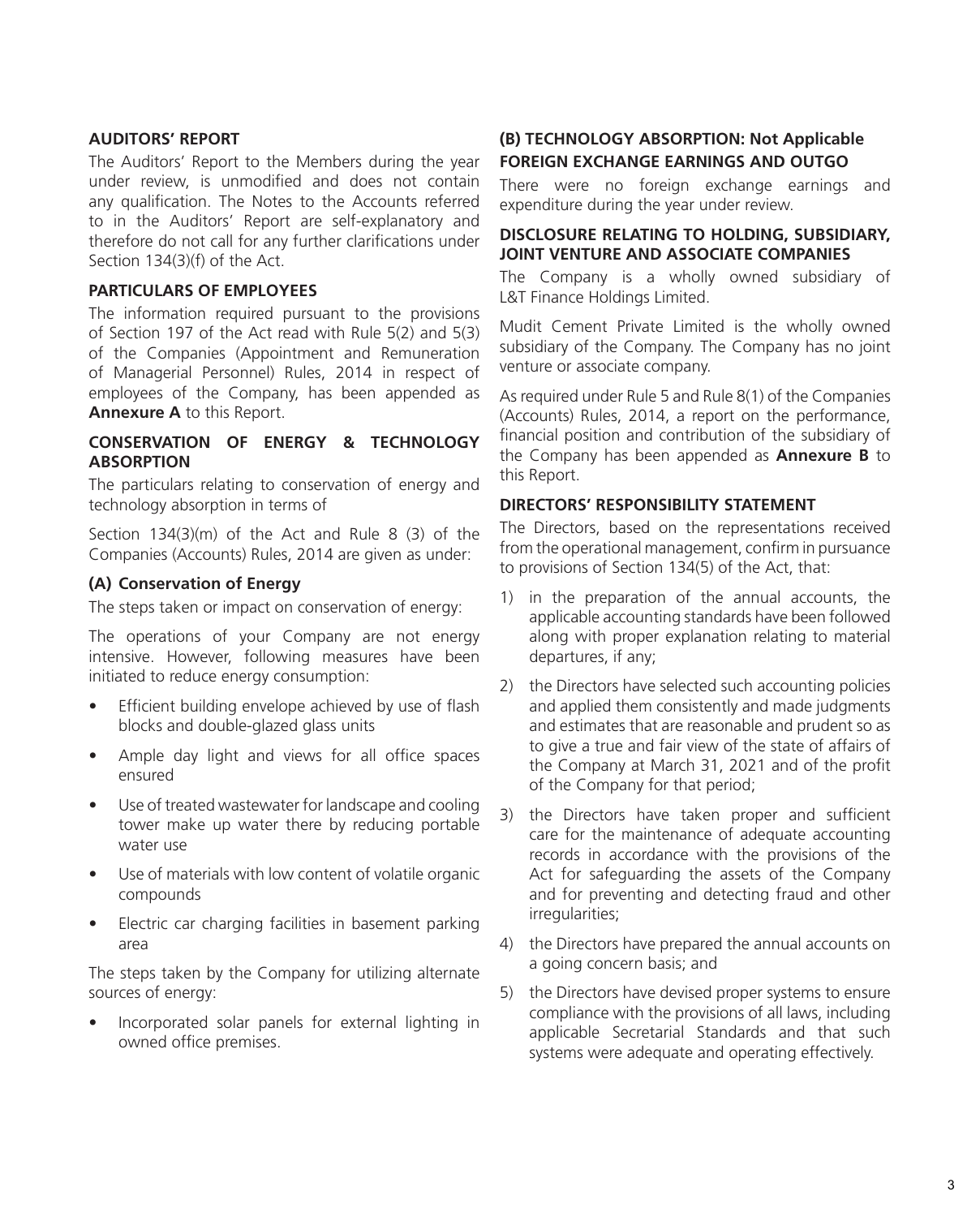## AUDITORS' REPORT

The Auditors' Report to the Members during the year under review, is unmodified and does not contain any qualification. The Notes to the Accounts referred to in the Auditors' Report are self-explanatory and therefore do not call for any further clarifications under Section 134(3)(f) of the Act.

## PARTICULARS OF EMPLOYEES

The information required pursuant to the provisions of Section 197 of the Act read with Rule 5(2) and 5(3) of the Companies (Appointment and Remuneration of Managerial Personnel) Rules, 2014 in respect of employees of the Company, has been appended as **Annexure A** to this Report.

## CONSERVATION OF ENERGY & TECHNOLOGY ABSORPTION

The particulars relating to conservation of energy and technology absorption in terms of

Section 134(3)(m) of the Act and Rule 8 (3) of the Companies (Accounts) Rules, 2014 are given as under:

### (A) Conservation of Energy

The steps taken or impact on conservation of energy:

The operations of your Company are not energy intensive. However, following measures have been initiated to reduce energy consumption:

- Efficient building envelope achieved by use of flash blocks and double-glazed glass units
- Ample day light and views for all office spaces ensured
- Use of treated wastewater for landscape and cooling tower make up water there by reducing portable water use
- Use of materials with low content of volatile organic compounds
- Electric car charging facilities in basement parking area

The steps taken by the Company for utilizing alternate sources of energy:

- Incorporated solar panels for external lighting in owned office premises.

### (B) TECHNOLOGY ABSORPTION: Not Applicable

## FOREIGN EXCHANGE EARNINGS AND OUTGO

There were no foreign exchange earnings and expenditure during the year under review.

## DISCLOSURE RELATING TO HOLDING, SUBSIDIARY, JOINT VENTURE AND ASSOCIATE COMPANIES

The Company is a wholly owned subsidiary of L&T Finance Holdings Limited.

Mudit Cement Private Limited is the wholly owned subsidiary of the Company. The Company has no joint venture or associate company.

As required under Rule 5 and Rule 8(1) of the Companies (Accounts) Rules, 2014, a report on the performance, financial position and contribution of the subsidiary of the Company has been appended as **Annexure B** to this Report.

## DIRECTORS' RESPONSIBILITY STATEMENT

The Directors, based on the representations received from the operational management, confirm in pursuance to provisions of Section 134(5) of the Act, that:

1) in the preparation of the annual accounts, the applicable accounting standards have been followed along with proper explanation relating to material departures, if any;
2) the Directors have selected such accounting policies and applied them consistently and made judgments and estimates that are reasonable and prudent so as to give a true and fair view of the state of affairs of the Company at March 31, 2021 and of the profit of the Company for that period;
3) the Directors have taken proper and sufficient care for the maintenance of adequate accounting records in accordance with the provisions of the Act for safeguarding the assets of the Company and for preventing and detecting fraud and other irregularities;
4) the Directors have prepared the annual accounts on a going concern basis; and
5) the Directors have devised proper systems to ensure compliance with the provisions of all laws, including applicable Secretarial Standards and that such systems were adequate and operating effectively.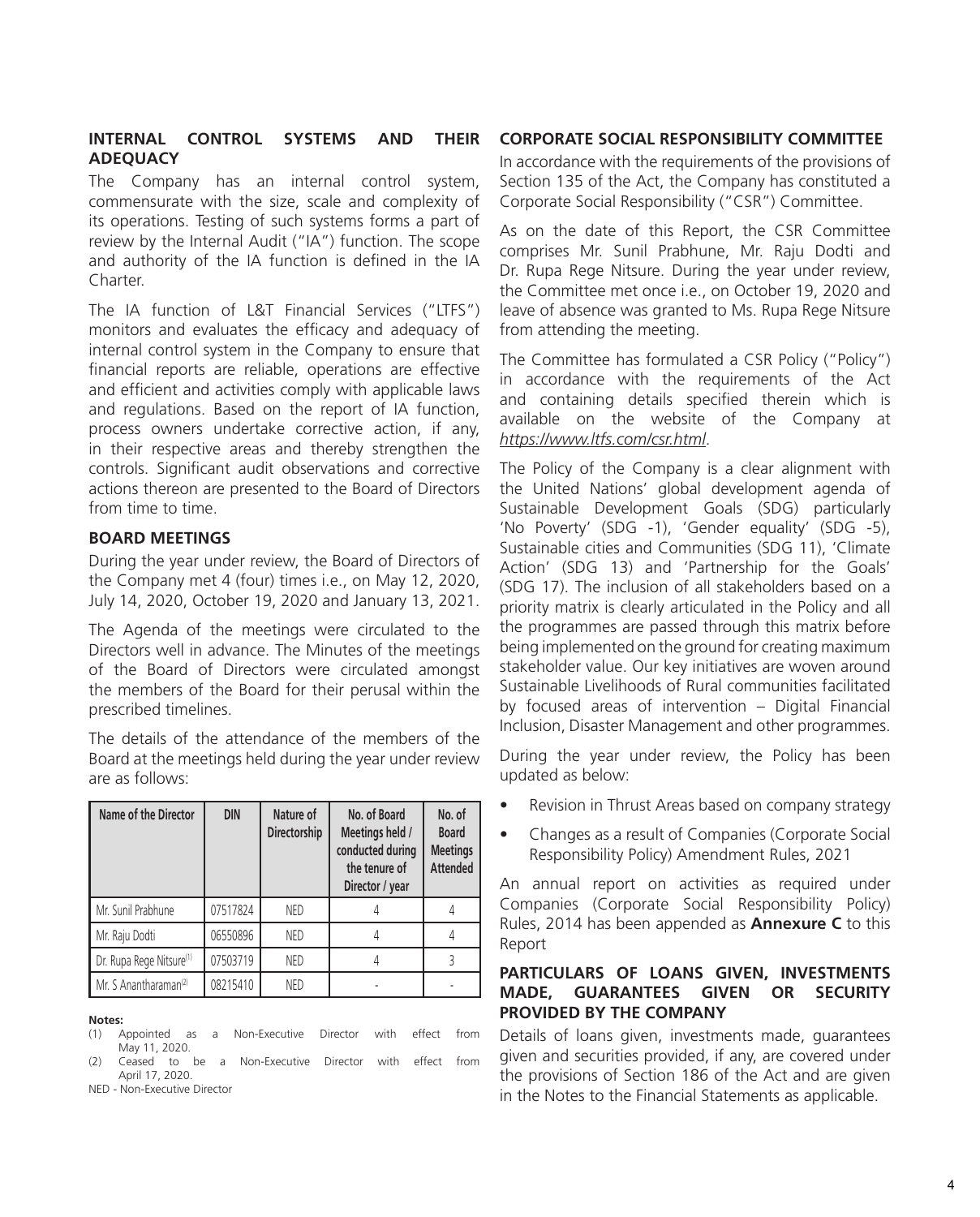## INTERNAL CONTROL SYSTEMS AND THEIR ADEQUACY

The Company has an internal control system, commensurate with the size, scale and complexity of its operations. Testing of such systems forms a part of review by the Internal Audit ("IA") function. The scope and authority of the IA function is defined in the IA Charter.

The IA function of L&T Financial Services ("LTFS") monitors and evaluates the efficacy and adequacy of internal control system in the Company to ensure that financial reports are reliable, operations are effective and efficient and activities comply with applicable laws and regulations. Based on the report of IA function, process owners undertake corrective action, if any, in their respective areas and thereby strengthen the controls. Significant audit observations and corrective actions thereon are presented to the Board of Directors from time to time.

## BOARD MEETINGS

During the year under review, the Board of Directors of the Company met 4 (four) times i.e., on May 12, 2020, July 14, 2020, October 19, 2020 and January 13, 2021.

The Agenda of the meetings were circulated to the Directors well in advance. The Minutes of the meetings of the Board of Directors were circulated amongst the members of the Board for their perusal within the prescribed timelines.

The details of the attendance of the members of the Board at the meetings held during the year under review are as follows:

| Name of the Director | DIN | Nature of Directorship | No. of Board Meetings held / conducted during the tenure of Director / year | No. of Board Meetings Attended |
|---|---|---|---|---|
| Mr. Sunil Prabhune | 07517824 | NED | 4 | 4 |
| Mr. Raju Dodti | 06550896 | NED | 4 | 4 |
| Dr. Rupa Rege Nitsure[(1)] | 07503719 | NED | 4 | 3 |
| Mr. S Anantharaman[(2)] | 08215410 | NED | - | - |

**Notes:**

(1) Appointed as a Non-Executive Director with effect from May 11, 2020.

(2) Ceased to be a Non-Executive Director with effect from April 17, 2020.

NED - Non-Executive Director

## CORPORATE SOCIAL RESPONSIBILITY COMMITTEE

In accordance with the requirements of the provisions of Section 135 of the Act, the Company has constituted a Corporate Social Responsibility ("CSR") Committee.

As on the date of this Report, the CSR Committee comprises Mr. Sunil Prabhune, Mr. Raju Dodti and Dr. Rupa Rege Nitsure. During the year under review, the Committee met once i.e., on October 19, 2020 and leave of absence was granted to Ms. Rupa Rege Nitsure from attending the meeting.

The Committee has formulated a CSR Policy ("Policy") in accordance with the requirements of the Act and containing details specified therein which is available on the website of the Company at *https://www.ltfs.com/csr.html*.

The Policy of the Company is a clear alignment with the United Nations' global development agenda of Sustainable Development Goals (SDG) particularly 'No Poverty' (SDG -1), 'Gender equality' (SDG -5), Sustainable cities and Communities (SDG 11), 'Climate Action' (SDG 13) and 'Partnership for the Goals' (SDG 17). The inclusion of all stakeholders based on a priority matrix is clearly articulated in the Policy and all the programmes are passed through this matrix before being implemented on the ground for creating maximum stakeholder value. Our key initiatives are woven around Sustainable Livelihoods of Rural communities facilitated by focused areas of intervention – Digital Financial Inclusion, Disaster Management and other programmes.

During the year under review, the Policy has been updated as below:

- Revision in Thrust Areas based on company strategy
- Changes as a result of Companies (Corporate Social Responsibility Policy) Amendment Rules, 2021

An annual report on activities as required under Companies (Corporate Social Responsibility Policy) Rules, 2014 has been appended as **Annexure C** to this Report

## PARTICULARS OF LOANS GIVEN, INVESTMENTS MADE, GUARANTEES GIVEN OR SECURITY PROVIDED BY THE COMPANY

Details of loans given, investments made, guarantees given and securities provided, if any, are covered under the provisions of Section 186 of the Act and are given in the Notes to the Financial Statements as applicable.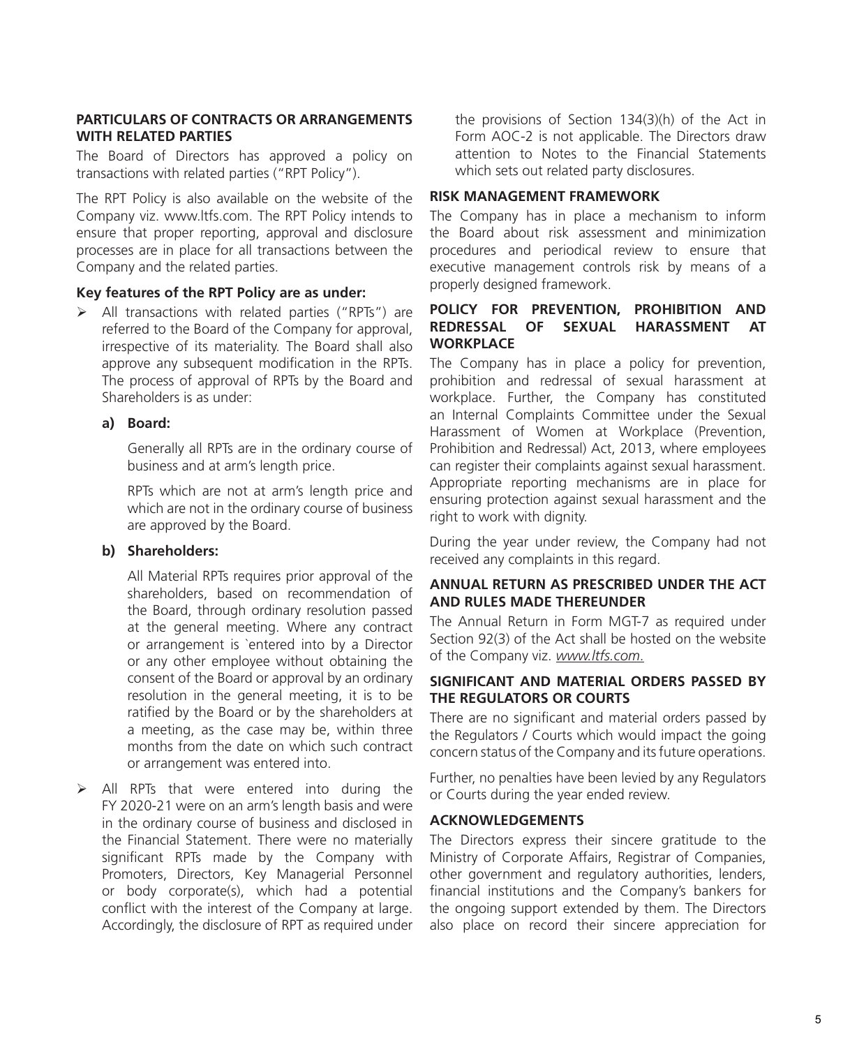## PARTICULARS OF CONTRACTS OR ARRANGEMENTS WITH RELATED PARTIES

The Board of Directors has approved a policy on transactions with related parties ("RPT Policy").

The RPT Policy is also available on the website of the Company viz. www.ltfs.com. The RPT Policy intends to ensure that proper reporting, approval and disclosure processes are in place for all transactions between the Company and the related parties.

### Key features of the RPT Policy are as under:

- All transactions with related parties ("RPTs") are referred to the Board of the Company for approval, irrespective of its materiality. The Board shall also approve any subsequent modification in the RPTs. The process of approval of RPTs by the Board and Shareholders is as under:

  **a) Board:**

  Generally all RPTs are in the ordinary course of business and at arm's length price.

  RPTs which are not at arm's length price and which are not in the ordinary course of business are approved by the Board.

  **b) Shareholders:**

  All Material RPTs requires prior approval of the shareholders, based on recommendation of the Board, through ordinary resolution passed at the general meeting. Where any contract or arrangement is `entered into by a Director or any other employee without obtaining the consent of the Board or approval by an ordinary resolution in the general meeting, it is to be ratified by the Board or by the shareholders at a meeting, as the case may be, within three months from the date on which such contract or arrangement was entered into.

- All RPTs that were entered into during the FY 2020-21 were on an arm's length basis and were in the ordinary course of business and disclosed in the Financial Statement. There were no materially significant RPTs made by the Company with Promoters, Directors, Key Managerial Personnel or body corporate(s), which had a potential conflict with the interest of the Company at large. Accordingly, the disclosure of RPT as required under the provisions of Section 134(3)(h) of the Act in Form AOC-2 is not applicable. The Directors draw attention to Notes to the Financial Statements which sets out related party disclosures.

## RISK MANAGEMENT FRAMEWORK

The Company has in place a mechanism to inform the Board about risk assessment and minimization procedures and periodical review to ensure that executive management controls risk by means of a properly designed framework.

## POLICY FOR PREVENTION, PROHIBITION AND REDRESSAL OF SEXUAL HARASSMENT AT WORKPLACE

The Company has in place a policy for prevention, prohibition and redressal of sexual harassment at workplace. Further, the Company has constituted an Internal Complaints Committee under the Sexual Harassment of Women at Workplace (Prevention, Prohibition and Redressal) Act, 2013, where employees can register their complaints against sexual harassment. Appropriate reporting mechanisms are in place for ensuring protection against sexual harassment and the right to work with dignity.

During the year under review, the Company had not received any complaints in this regard.

## ANNUAL RETURN AS PRESCRIBED UNDER THE ACT AND RULES MADE THEREUNDER

The Annual Return in Form MGT-7 as required under Section 92(3) of the Act shall be hosted on the website of the Company viz. *www.ltfs.com.*

## SIGNIFICANT AND MATERIAL ORDERS PASSED BY THE REGULATORS OR COURTS

There are no significant and material orders passed by the Regulators / Courts which would impact the going concern status of the Company and its future operations.

Further, no penalties have been levied by any Regulators or Courts during the year ended review.

## ACKNOWLEDGEMENTS

The Directors express their sincere gratitude to the Ministry of Corporate Affairs, Registrar of Companies, other government and regulatory authorities, lenders, financial institutions and the Company's bankers for the ongoing support extended by them. The Directors also place on record their sincere appreciation for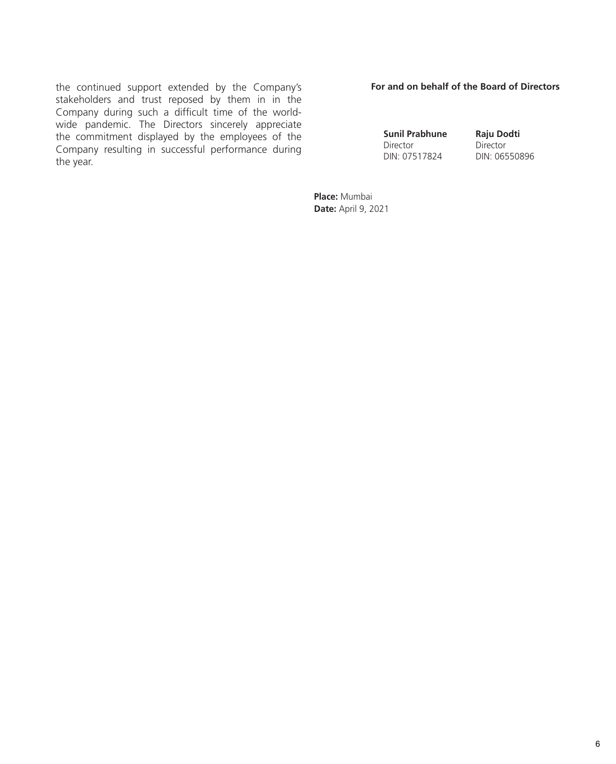the continued support extended by the Company's stakeholders and trust reposed by them in in the Company during such a difficult time of the world-wide pandemic. The Directors sincerely appreciate the commitment displayed by the employees of the Company resulting in successful performance during the year.

**For and on behalf of the Board of Directors**

| **Sunil Prabhune** | **Raju Dodti** |
|---|---|
| Director | Director |
| DIN: 07517824 | DIN: 06550896 |

**Place:** Mumbai
**Date:** April 9, 2021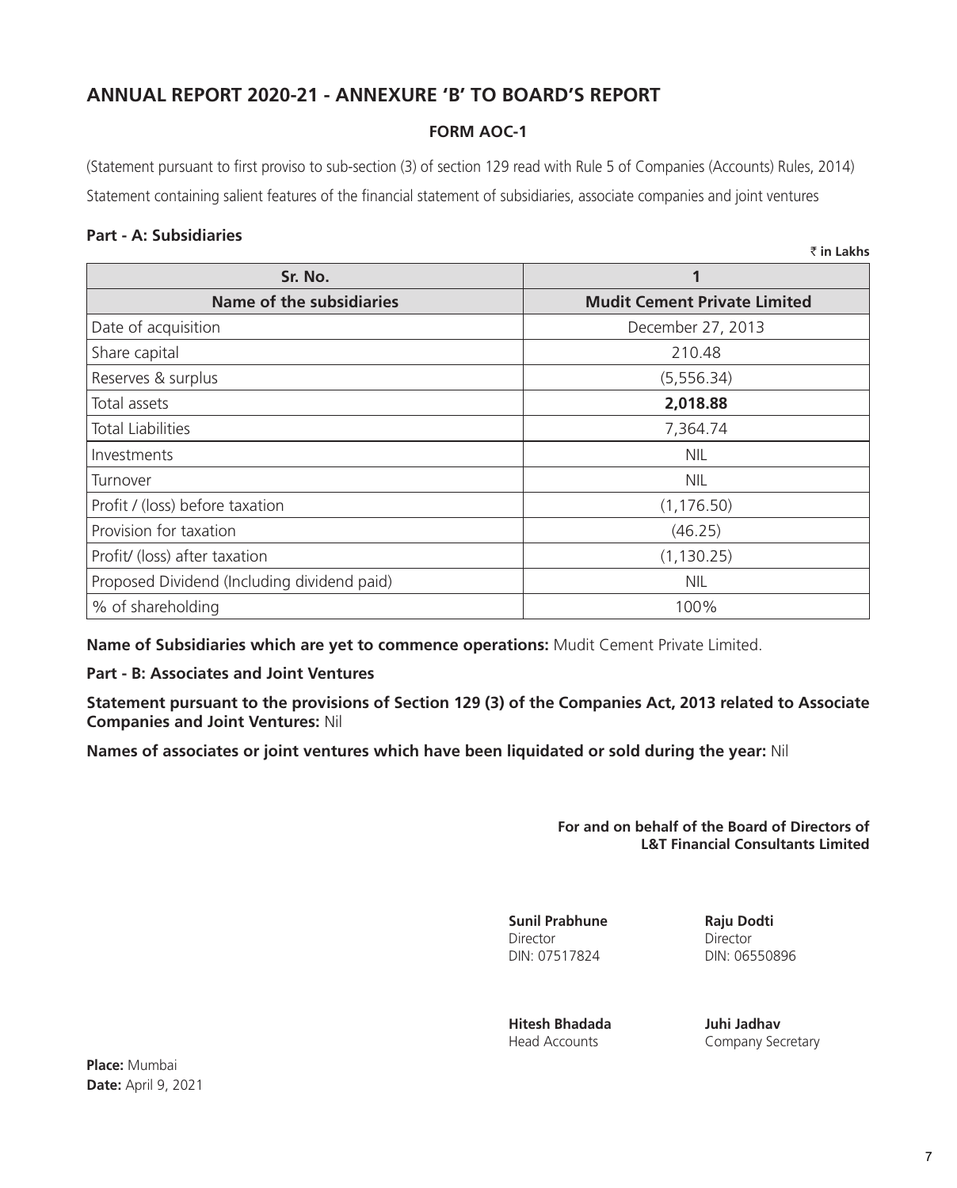## ANNUAL REPORT 2020-21 - ANNEXURE 'B' TO BOARD'S REPORT

### FORM AOC-1

(Statement pursuant to first proviso to sub-section (3) of section 129 read with Rule 5 of Companies (Accounts) Rules, 2014)

Statement containing salient features of the financial statement of subsidiaries, associate companies and joint ventures

**Part - A: Subsidiaries**

**₹ in Lakhs**

| Sr. No. | 1 |
|---|---|
| **Name of the subsidiaries** | **Mudit Cement Private Limited** |
| Date of acquisition | December 27, 2013 |
| Share capital | 210.48 |
| Reserves & surplus | (5,556.34) |
| Total assets | **2,018.88** |
| Total Liabilities | 7,364.74 |
| Investments | NIL |
| Turnover | NIL |
| Profit / (loss) before taxation | (1,176.50) |
| Provision for taxation | (46.25) |
| Profit/ (loss) after taxation | (1,130.25) |
| Proposed Dividend (Including dividend paid) | NIL |
| % of shareholding | 100% |

**Name of Subsidiaries which are yet to commence operations:** Mudit Cement Private Limited.

**Part - B: Associates and Joint Ventures**

**Statement pursuant to the provisions of Section 129 (3) of the Companies Act, 2013 related to Associate Companies and Joint Ventures:** Nil

**Names of associates or joint ventures which have been liquidated or sold during the year:** Nil

**For and on behalf of the Board of Directors of**
**L&T Financial Consultants Limited**

**Sunil Prabhune**
Director
DIN: 07517824

**Raju Dodti**
Director
DIN: 06550896

**Hitesh Bhadada**
Head Accounts

**Juhi Jadhav**
Company Secretary

**Place:** Mumbai
**Date:** April 9, 2021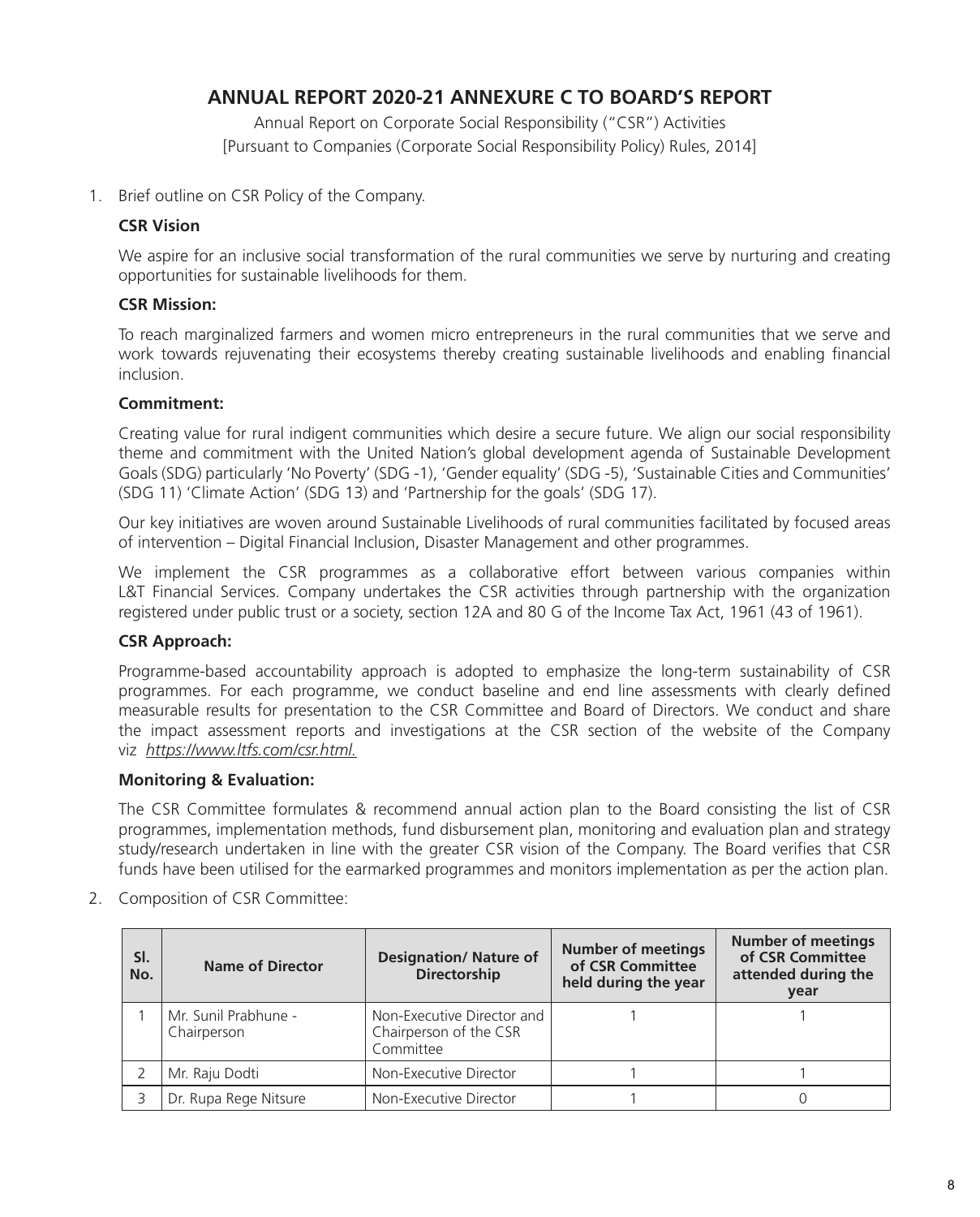# ANNUAL REPORT 2020-21 ANNEXURE C TO BOARD'S REPORT

Annual Report on Corporate Social Responsibility ("CSR") Activities
[Pursuant to Companies (Corporate Social Responsibility Policy) Rules, 2014]

1. Brief outline on CSR Policy of the Company.

**CSR Vision**

We aspire for an inclusive social transformation of the rural communities we serve by nurturing and creating opportunities for sustainable livelihoods for them.

**CSR Mission:**

To reach marginalized farmers and women micro entrepreneurs in the rural communities that we serve and work towards rejuvenating their ecosystems thereby creating sustainable livelihoods and enabling financial inclusion.

**Commitment:**

Creating value for rural indigent communities which desire a secure future. We align our social responsibility theme and commitment with the United Nation's global development agenda of Sustainable Development Goals (SDG) particularly 'No Poverty' (SDG -1), 'Gender equality' (SDG -5), 'Sustainable Cities and Communities' (SDG 11) 'Climate Action' (SDG 13) and 'Partnership for the goals' (SDG 17).

Our key initiatives are woven around Sustainable Livelihoods of rural communities facilitated by focused areas of intervention – Digital Financial Inclusion, Disaster Management and other programmes.

We implement the CSR programmes as a collaborative effort between various companies within L&T Financial Services. Company undertakes the CSR activities through partnership with the organization registered under public trust or a society, section 12A and 80 G of the Income Tax Act, 1961 (43 of 1961).

**CSR Approach:**

Programme-based accountability approach is adopted to emphasize the long-term sustainability of CSR programmes. For each programme, we conduct baseline and end line assessments with clearly defined measurable results for presentation to the CSR Committee and Board of Directors. We conduct and share the impact assessment reports and investigations at the CSR section of the website of the Company viz *https://www.ltfs.com/csr.html.*

**Monitoring & Evaluation:**

The CSR Committee formulates & recommend annual action plan to the Board consisting the list of CSR programmes, implementation methods, fund disbursement plan, monitoring and evaluation plan and strategy study/research undertaken in line with the greater CSR vision of the Company. The Board verifies that CSR funds have been utilised for the earmarked programmes and monitors implementation as per the action plan.

2. Composition of CSR Committee:

| Sl. No. | Name of Director | Designation/ Nature of Directorship | Number of meetings of CSR Committee held during the year | Number of meetings of CSR Committee attended during the year |
|---|---|---|---|---|
| 1 | Mr. Sunil Prabhune - Chairperson | Non-Executive Director and Chairperson of the CSR Committee | 1 | 1 |
| 2 | Mr. Raju Dodti | Non-Executive Director | 1 | 1 |
| 3 | Dr. Rupa Rege Nitsure | Non-Executive Director | 1 | 0 |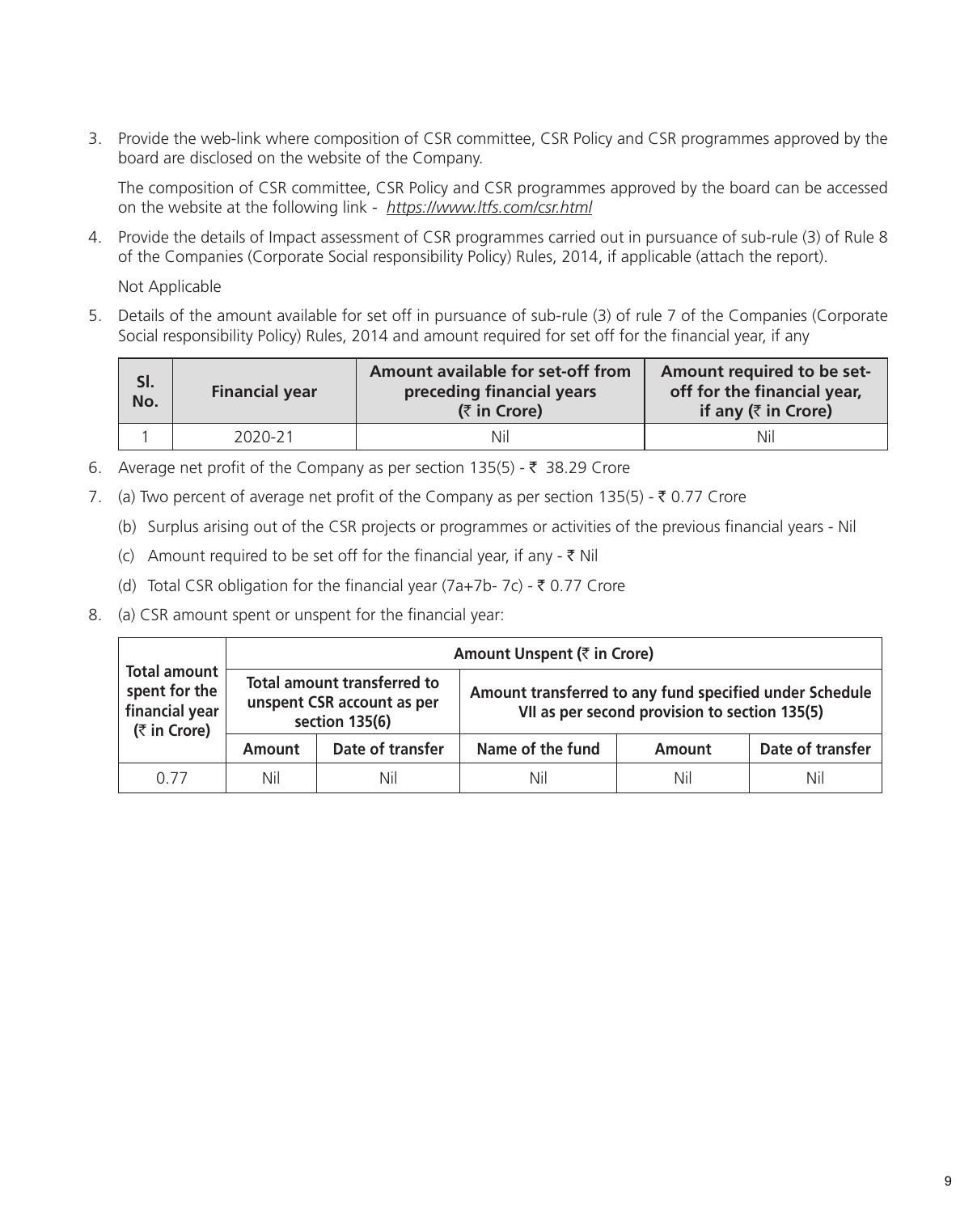3. Provide the web-link where composition of CSR committee, CSR Policy and CSR programmes approved by the board are disclosed on the website of the Company.

   The composition of CSR committee, CSR Policy and CSR programmes approved by the board can be accessed on the website at the following link - *https://www.ltfs.com/csr.html*

4. Provide the details of Impact assessment of CSR programmes carried out in pursuance of sub-rule (3) of Rule 8 of the Companies (Corporate Social responsibility Policy) Rules, 2014, if applicable (attach the report).

   Not Applicable

5. Details of the amount available for set off in pursuance of sub-rule (3) of rule 7 of the Companies (Corporate Social responsibility Policy) Rules, 2014 and amount required for set off for the financial year, if any

| Sl. No. | Financial year | Amount available for set-off from preceding financial years (₹ in Crore) | Amount required to be set-off for the financial year, if any (₹ in Crore) |
|---|---|---|---|
| 1 | 2020-21 | Nil | Nil |

6. Average net profit of the Company as per section 135(5) - ₹ 38.29 Crore

7. (a) Two percent of average net profit of the Company as per section 135(5) - ₹ 0.77 Crore

   (b) Surplus arising out of the CSR projects or programmes or activities of the previous financial years - Nil

   (c) Amount required to be set off for the financial year, if any - ₹ Nil

   (d) Total CSR obligation for the financial year (7a+7b- 7c) - ₹ 0.77 Crore

8. (a) CSR amount spent or unspent for the financial year:

| Total amount spent for the financial year (₹ in Crore) | Amount Unspent (₹ in Crore) | | | | |
|---|---|---|---|---|---|
| | Total amount transferred to unspent CSR account as per section 135(6) | | Amount transferred to any fund specified under Schedule VII as per second provision to section 135(5) | | |
| | Amount | Date of transfer | Name of the fund | Amount | Date of transfer |
| 0.77 | Nil | Nil | Nil | Nil | Nil |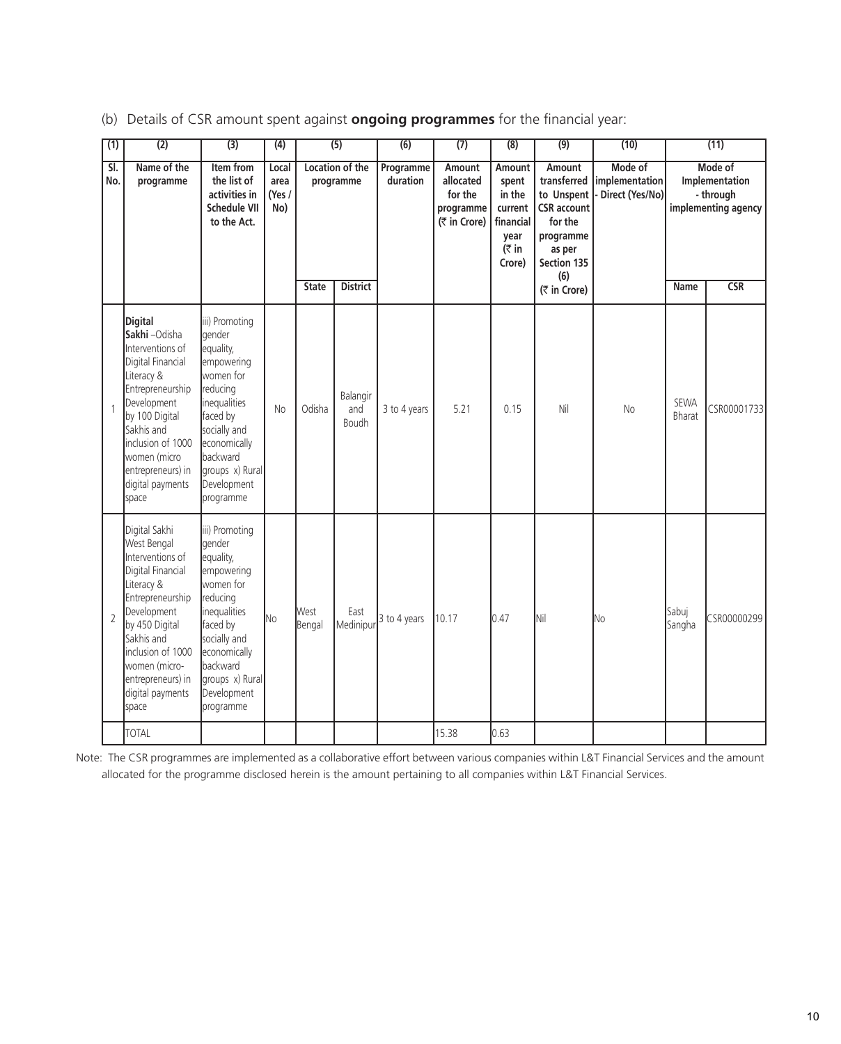(b) Details of CSR amount spent against **ongoing programmes** for the financial year:

| (1) | (2) | (3) | (4) | (5) | | (6) | (7) | (8) | (9) | (10) | (11) | |
|---|---|---|---|---|---|---|---|---|---|---|---|---|
| Sl. No. | Name of the programme | Item from the list of activities in Schedule VII to the Act. | Local area (Yes / No) | Location of the programme | | Programme duration | Amount allocated for the programme (₹ in Crore) | Amount spent in the current financial year (₹ in Crore) | Amount transferred to Unspent CSR account for the programme as per Section 135 (6) (₹ in Crore) | Mode of implementation - Direct (Yes/No) | Mode of Implementation - through implementing agency | |
| | | | | State | District | | | | | | Name | CSR |
| 1 | **Digital Sakhi** –Odisha Interventions of Digital Financial Literacy & Entrepreneurship Development by 100 Digital Sakhis and inclusion of 1000 women (micro entrepreneurs) in digital payments space | iii) Promoting gender equality, empowering women for reducing inequalities faced by socially and economically backward groups x) Rural Development programme | No | Odisha | Balangir and Boudh | 3 to 4 years | 5.21 | 0.15 | Nil | No | SEWA Bharat | CSR00001733 |
| 2 | Digital Sakhi West Bengal Interventions of Digital Financial Literacy & Entrepreneurship Development by 450 Digital Sakhis and inclusion of 1000 women (micro-entrepreneurs) in digital payments space | iii) Promoting gender equality, empowering women for reducing inequalities faced by socially and economically backward groups x) Rural Development programme | No | West Bengal | East Medinipur | 3 to 4 years | 10.17 | 0.47 | Nil | No | Sabuj Sangha | CSR00000299 |
| | TOTAL | | | | | | 15.38 | 0.63 | | | | |

Note: The CSR programmes are implemented as a collaborative effort between various companies within L&T Financial Services and the amount allocated for the programme disclosed herein is the amount pertaining to all companies within L&T Financial Services.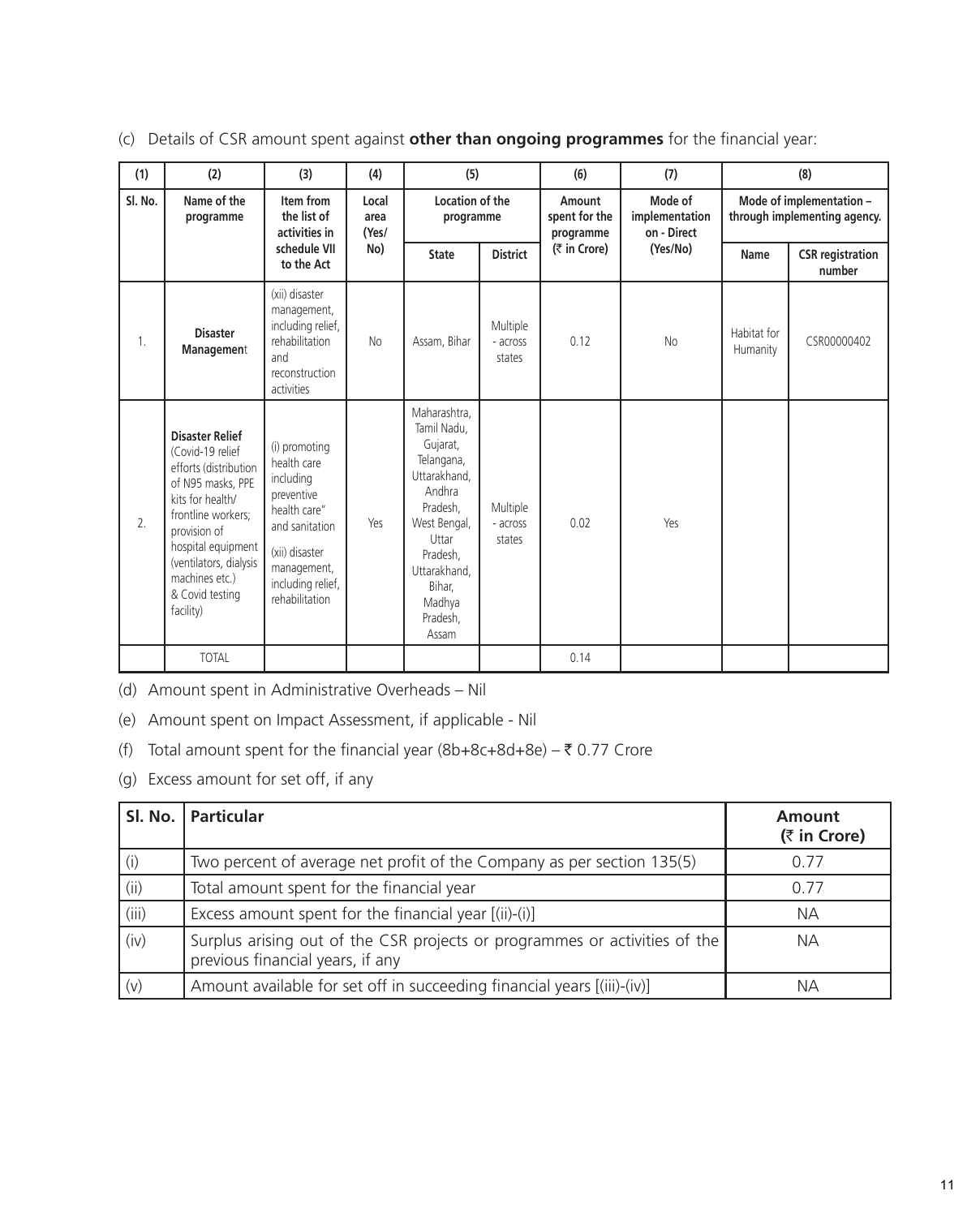(c) Details of CSR amount spent against **other than ongoing programmes** for the financial year:

| (1) | (2) | (3) | (4) | (5) | | (6) | (7) | (8) | |
|---|---|---|---|---|---|---|---|---|---|
| Sl. No. | Name of the programme | Item from the list of activities in schedule VII to the Act | Local area (Yes/ No) | Location of the programme | | Amount spent for the programme (₹ in Crore) | Mode of implementation - Direct (Yes/No) | Mode of implementation – through implementing agency. | |
| | | | | State | District | | | Name | CSR registration number |
| 1. | **Disaster Management** | (xii) disaster management, including relief, rehabilitation and reconstruction activities | No | Assam, Bihar | Multiple - across states | 0.12 | No | Habitat for Humanity | CSR00000402 |
| 2. | **Disaster Relief** (Covid-19 relief efforts (distribution of N95 masks, PPE kits for health/ frontline workers; provision of hospital equipment (ventilators, dialysis machines etc.) & Covid testing facility) | (i) promoting health care including preventive health care" and sanitation (xii) disaster management, including relief, rehabilitation | Yes | Maharashtra, Tamil Nadu, Gujarat, Telangana, Uttarakhand, Andhra Pradesh, West Bengal, Uttar Pradesh, Uttarakhand, Bihar, Madhya Pradesh, Assam | Multiple - across states | 0.02 | Yes | | |
| | TOTAL | | | | | 0.14 | | | |

(d) Amount spent in Administrative Overheads – Nil

(e) Amount spent on Impact Assessment, if applicable - Nil

(f) Total amount spent for the financial year (8b+8c+8d+8e) – ₹ 0.77 Crore

(g) Excess amount for set off, if any

| Sl. No. | Particular | Amount (₹ in Crore) |
|---|---|---|
| (i) | Two percent of average net profit of the Company as per section 135(5) | 0.77 |
| (ii) | Total amount spent for the financial year | 0.77 |
| (iii) | Excess amount spent for the financial year [(ii)-(i)] | NA |
| (iv) | Surplus arising out of the CSR projects or programmes or activities of the previous financial years, if any | NA |
| (v) | Amount available for set off in succeeding financial years [(iii)-(iv)] | NA |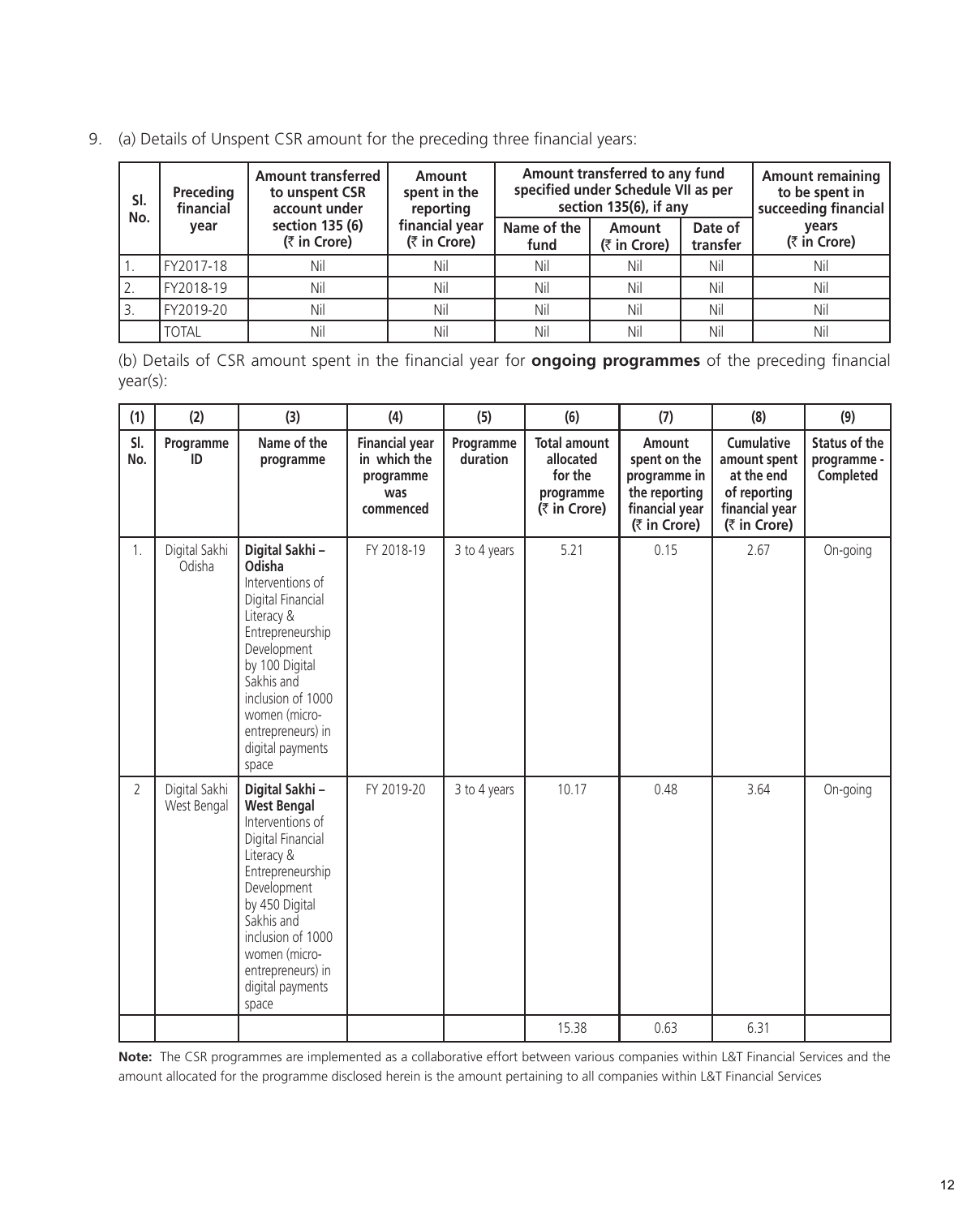9. (a) Details of Unspent CSR amount for the preceding three financial years:

| Sl. No. | Preceding financial year | Amount transferred to unspent CSR account under section 135 (6) (₹ in Crore) | Amount spent in the reporting financial year (₹ in Crore) | Amount transferred to any fund specified under Schedule VII as per section 135(6), if any | | | Amount remaining to be spent in succeeding financial years (₹ in Crore) |
|---|---|---|---|---|---|---|---|
| | | | | Name of the fund | Amount (₹ in Crore) | Date of transfer | |
| 1. | FY2017-18 | Nil | Nil | Nil | Nil | Nil | Nil |
| 2. | FY2018-19 | Nil | Nil | Nil | Nil | Nil | Nil |
| 3. | FY2019-20 | Nil | Nil | Nil | Nil | Nil | Nil |
| | TOTAL | Nil | Nil | Nil | Nil | Nil | Nil |

(b) Details of CSR amount spent in the financial year for **ongoing programmes** of the preceding financial year(s):

| (1) | (2) | (3) | (4) | (5) | (6) | (7) | (8) | (9) |
|---|---|---|---|---|---|---|---|---|
| Sl. No. | Programme ID | Name of the programme | Financial year in which the programme was commenced | Programme duration | Total amount allocated for the programme (₹ in Crore) | Amount spent on the programme in the reporting financial year (₹ in Crore) | Cumulative amount spent at the end of reporting financial year (₹ in Crore) | Status of the programme - Completed |
| 1. | Digital Sakhi Odisha | **Digital Sakhi – Odisha** Interventions of Digital Financial Literacy & Entrepreneurship Development by 100 Digital Sakhis and inclusion of 1000 women (micro-entrepreneurs) in digital payments space | FY 2018-19 | 3 to 4 years | 5.21 | 0.15 | 2.67 | On-going |
| 2 | Digital Sakhi West Bengal | **Digital Sakhi – West Bengal** Interventions of Digital Financial Literacy & Entrepreneurship Development by 450 Digital Sakhis and inclusion of 1000 women (micro-entrepreneurs) in digital payments space | FY 2019-20 | 3 to 4 years | 10.17 | 0.48 | 3.64 | On-going |
| | | | | | 15.38 | 0.63 | 6.31 | |

**Note:** The CSR programmes are implemented as a collaborative effort between various companies within L&T Financial Services and the amount allocated for the programme disclosed herein is the amount pertaining to all companies within L&T Financial Services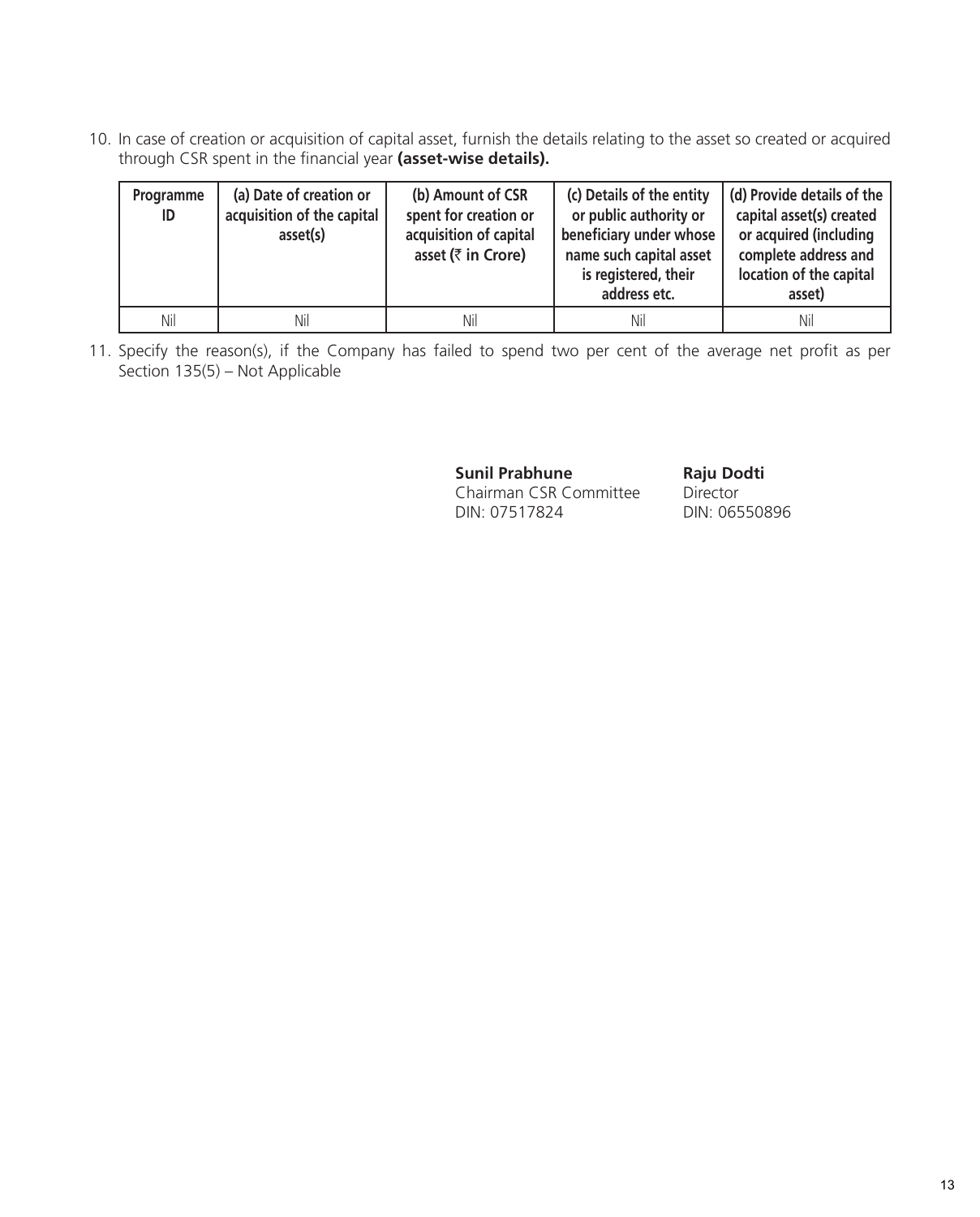10. In case of creation or acquisition of capital asset, furnish the details relating to the asset so created or acquired through CSR spent in the financial year **(asset-wise details).**

| Programme ID | (a) Date of creation or acquisition of the capital asset(s) | (b) Amount of CSR spent for creation or acquisition of capital asset (₹ in Crore) | (c) Details of the entity or public authority or beneficiary under whose name such capital asset is registered, their address etc. | (d) Provide details of the capital asset(s) created or acquired (including complete address and location of the capital asset) |
|---|---|---|---|---|
| Nil | Nil | Nil | Nil | Nil |

11. Specify the reason(s), if the Company has failed to spend two per cent of the average net profit as per Section 135(5) – Not Applicable

**Sunil Prabhune**
Chairman CSR Committee
DIN: 07517824

**Raju Dodti**
Director
DIN: 06550896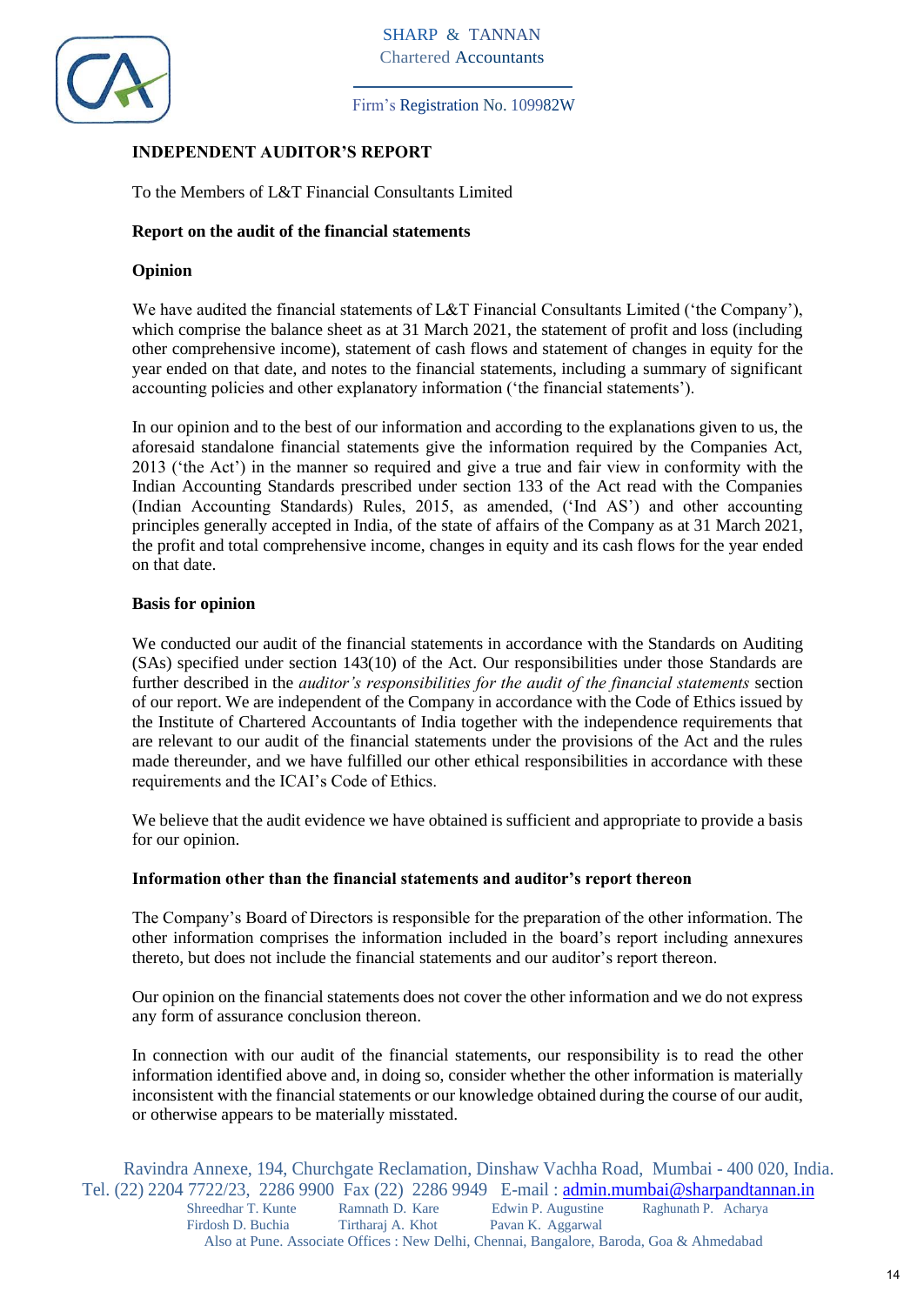SHARP & TANNAN
Chartered Accountants

Firm's Registration No. 109982W

## INDEPENDENT AUDITOR'S REPORT

To the Members of L&T Financial Consultants Limited

### Report on the audit of the financial statements

### Opinion

We have audited the financial statements of L&T Financial Consultants Limited ('the Company'), which comprise the balance sheet as at 31 March 2021, the statement of profit and loss (including other comprehensive income), statement of cash flows and statement of changes in equity for the year ended on that date, and notes to the financial statements, including a summary of significant accounting policies and other explanatory information ('the financial statements').

In our opinion and to the best of our information and according to the explanations given to us, the aforesaid standalone financial statements give the information required by the Companies Act, 2013 ('the Act') in the manner so required and give a true and fair view in conformity with the Indian Accounting Standards prescribed under section 133 of the Act read with the Companies (Indian Accounting Standards) Rules, 2015, as amended, ('Ind AS') and other accounting principles generally accepted in India, of the state of affairs of the Company as at 31 March 2021, the profit and total comprehensive income, changes in equity and its cash flows for the year ended on that date.

### Basis for opinion

We conducted our audit of the financial statements in accordance with the Standards on Auditing (SAs) specified under section 143(10) of the Act. Our responsibilities under those Standards are further described in the *auditor's responsibilities for the audit of the financial statements* section of our report. We are independent of the Company in accordance with the Code of Ethics issued by the Institute of Chartered Accountants of India together with the independence requirements that are relevant to our audit of the financial statements under the provisions of the Act and the rules made thereunder, and we have fulfilled our other ethical responsibilities in accordance with these requirements and the ICAI's Code of Ethics.

We believe that the audit evidence we have obtained is sufficient and appropriate to provide a basis for our opinion.

### Information other than the financial statements and auditor's report thereon

The Company's Board of Directors is responsible for the preparation of the other information. The other information comprises the information included in the board's report including annexures thereto, but does not include the financial statements and our auditor's report thereon.

Our opinion on the financial statements does not cover the other information and we do not express any form of assurance conclusion thereon.

In connection with our audit of the financial statements, our responsibility is to read the other information identified above and, in doing so, consider whether the other information is materially inconsistent with the financial statements or our knowledge obtained during the course of our audit, or otherwise appears to be materially misstated.

Ravindra Annexe, 194, Churchgate Reclamation, Dinshaw Vachha Road, Mumbai - 400 020, India.
Tel. (22) 2204 7722/23, 2286 9900 Fax (22) 2286 9949 E-mail : admin.mumbai@sharpandtannan.in
Shreedhar T. Kunte, Ramnath D. Kare, Edwin P. Augustine, Raghunath P. Acharya, Firdosh D. Buchia, Tirtharaj A. Khot, Pavan K. Aggarwal
Also at Pune. Associate Offices : New Delhi, Chennai, Bangalore, Baroda, Goa & Ahmedabad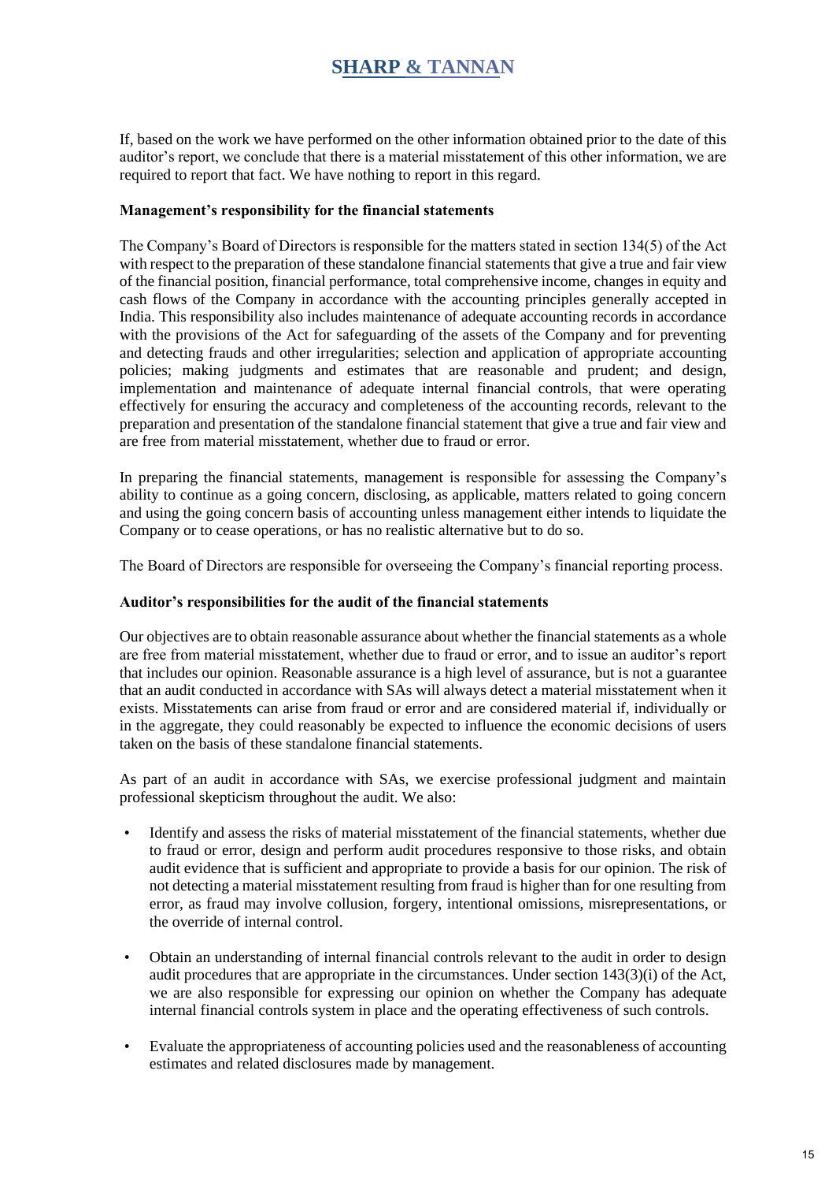If, based on the work we have performed on the other information obtained prior to the date of this auditor's report, we conclude that there is a material misstatement of this other information, we are required to report that fact. We have nothing to report in this regard.

**Management's responsibility for the financial statements**

The Company's Board of Directors is responsible for the matters stated in section 134(5) of the Act with respect to the preparation of these standalone financial statements that give a true and fair view of the financial position, financial performance, total comprehensive income, changes in equity and cash flows of the Company in accordance with the accounting principles generally accepted in India. This responsibility also includes maintenance of adequate accounting records in accordance with the provisions of the Act for safeguarding of the assets of the Company and for preventing and detecting frauds and other irregularities; selection and application of appropriate accounting policies; making judgments and estimates that are reasonable and prudent; and design, implementation and maintenance of adequate internal financial controls, that were operating effectively for ensuring the accuracy and completeness of the accounting records, relevant to the preparation and presentation of the standalone financial statement that give a true and fair view and are free from material misstatement, whether due to fraud or error.

In preparing the financial statements, management is responsible for assessing the Company's ability to continue as a going concern, disclosing, as applicable, matters related to going concern and using the going concern basis of accounting unless management either intends to liquidate the Company or to cease operations, or has no realistic alternative but to do so.

The Board of Directors are responsible for overseeing the Company's financial reporting process.

**Auditor's responsibilities for the audit of the financial statements**

Our objectives are to obtain reasonable assurance about whether the financial statements as a whole are free from material misstatement, whether due to fraud or error, and to issue an auditor's report that includes our opinion. Reasonable assurance is a high level of assurance, but is not a guarantee that an audit conducted in accordance with SAs will always detect a material misstatement when it exists. Misstatements can arise from fraud or error and are considered material if, individually or in the aggregate, they could reasonably be expected to influence the economic decisions of users taken on the basis of these standalone financial statements.

As part of an audit in accordance with SAs, we exercise professional judgment and maintain professional skepticism throughout the audit. We also:

- Identify and assess the risks of material misstatement of the financial statements, whether due to fraud or error, design and perform audit procedures responsive to those risks, and obtain audit evidence that is sufficient and appropriate to provide a basis for our opinion. The risk of not detecting a material misstatement resulting from fraud is higher than for one resulting from error, as fraud may involve collusion, forgery, intentional omissions, misrepresentations, or the override of internal control.

- Obtain an understanding of internal financial controls relevant to the audit in order to design audit procedures that are appropriate in the circumstances. Under section 143(3)(i) of the Act, we are also responsible for expressing our opinion on whether the Company has adequate internal financial controls system in place and the operating effectiveness of such controls.

- Evaluate the appropriateness of accounting policies used and the reasonableness of accounting estimates and related disclosures made by management.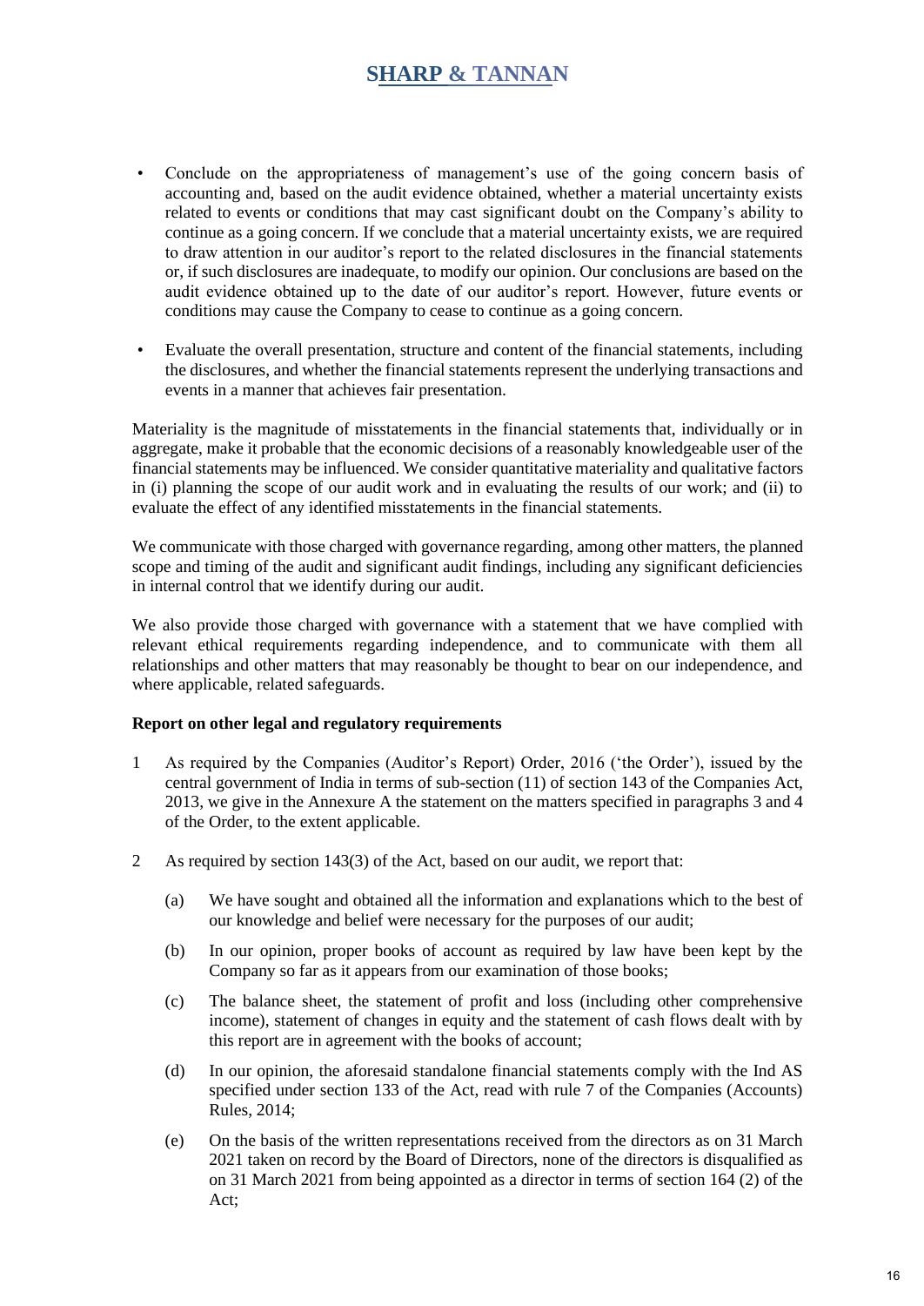- Conclude on the appropriateness of management's use of the going concern basis of accounting and, based on the audit evidence obtained, whether a material uncertainty exists related to events or conditions that may cast significant doubt on the Company's ability to continue as a going concern. If we conclude that a material uncertainty exists, we are required to draw attention in our auditor's report to the related disclosures in the financial statements or, if such disclosures are inadequate, to modify our opinion. Our conclusions are based on the audit evidence obtained up to the date of our auditor's report. However, future events or conditions may cause the Company to cease to continue as a going concern.

- Evaluate the overall presentation, structure and content of the financial statements, including the disclosures, and whether the financial statements represent the underlying transactions and events in a manner that achieves fair presentation.

Materiality is the magnitude of misstatements in the financial statements that, individually or in aggregate, make it probable that the economic decisions of a reasonably knowledgeable user of the financial statements may be influenced. We consider quantitative materiality and qualitative factors in (i) planning the scope of our audit work and in evaluating the results of our work; and (ii) to evaluate the effect of any identified misstatements in the financial statements.

We communicate with those charged with governance regarding, among other matters, the planned scope and timing of the audit and significant audit findings, including any significant deficiencies in internal control that we identify during our audit.

We also provide those charged with governance with a statement that we have complied with relevant ethical requirements regarding independence, and to communicate with them all relationships and other matters that may reasonably be thought to bear on our independence, and where applicable, related safeguards.

**Report on other legal and regulatory requirements**

1 As required by the Companies (Auditor's Report) Order, 2016 ('the Order'), issued by the central government of India in terms of sub-section (11) of section 143 of the Companies Act, 2013, we give in the Annexure A the statement on the matters specified in paragraphs 3 and 4 of the Order, to the extent applicable.

2 As required by section 143(3) of the Act, based on our audit, we report that:

(a) We have sought and obtained all the information and explanations which to the best of our knowledge and belief were necessary for the purposes of our audit;

(b) In our opinion, proper books of account as required by law have been kept by the Company so far as it appears from our examination of those books;

(c) The balance sheet, the statement of profit and loss (including other comprehensive income), statement of changes in equity and the statement of cash flows dealt with by this report are in agreement with the books of account;

(d) In our opinion, the aforesaid standalone financial statements comply with the Ind AS specified under section 133 of the Act, read with rule 7 of the Companies (Accounts) Rules, 2014;

(e) On the basis of the written representations received from the directors as on 31 March 2021 taken on record by the Board of Directors, none of the directors is disqualified as on 31 March 2021 from being appointed as a director in terms of section 164 (2) of the Act;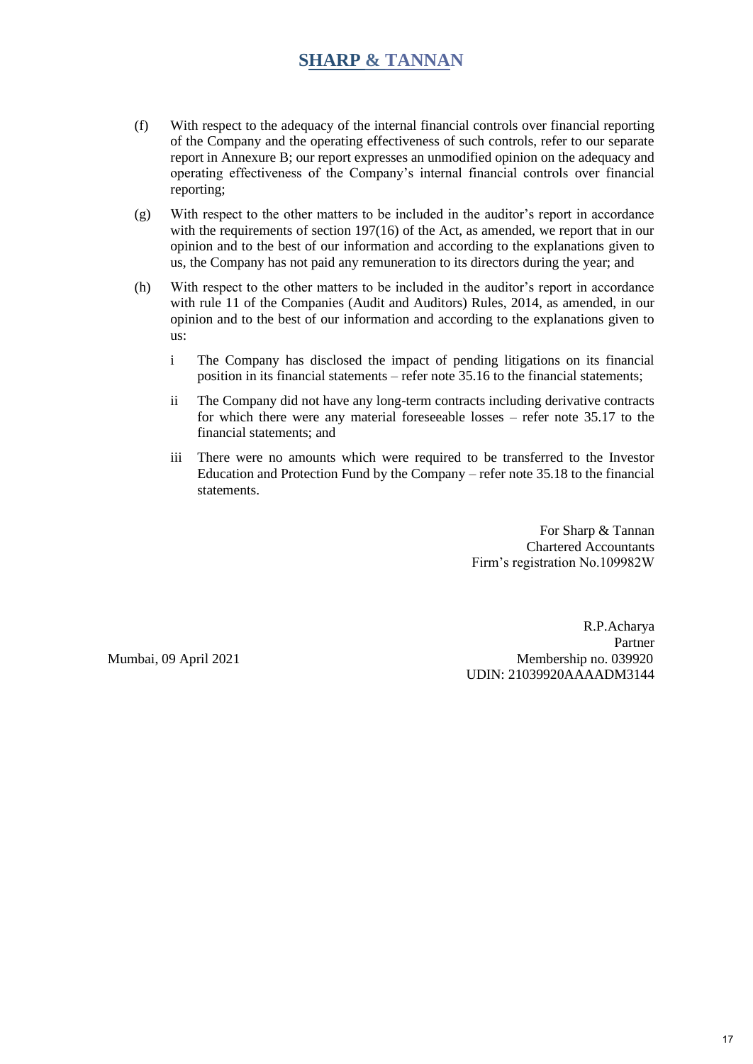(f) With respect to the adequacy of the internal financial controls over financial reporting of the Company and the operating effectiveness of such controls, refer to our separate report in Annexure B; our report expresses an unmodified opinion on the adequacy and operating effectiveness of the Company's internal financial controls over financial reporting;

(g) With respect to the other matters to be included in the auditor's report in accordance with the requirements of section 197(16) of the Act, as amended, we report that in our opinion and to the best of our information and according to the explanations given to us, the Company has not paid any remuneration to its directors during the year; and

(h) With respect to the other matters to be included in the auditor's report in accordance with rule 11 of the Companies (Audit and Auditors) Rules, 2014, as amended, in our opinion and to the best of our information and according to the explanations given to us:

   i The Company has disclosed the impact of pending litigations on its financial position in its financial statements – refer note 35.16 to the financial statements;

   ii The Company did not have any long-term contracts including derivative contracts for which there were any material foreseeable losses – refer note 35.17 to the financial statements; and

   iii There were no amounts which were required to be transferred to the Investor Education and Protection Fund by the Company – refer note 35.18 to the financial statements.

For Sharp & Tannan
Chartered Accountants
Firm's registration No.109982W

R.P.Acharya
Partner
Membership no. 039920
UDIN: 21039920AAAADM3144

Mumbai, 09 April 2021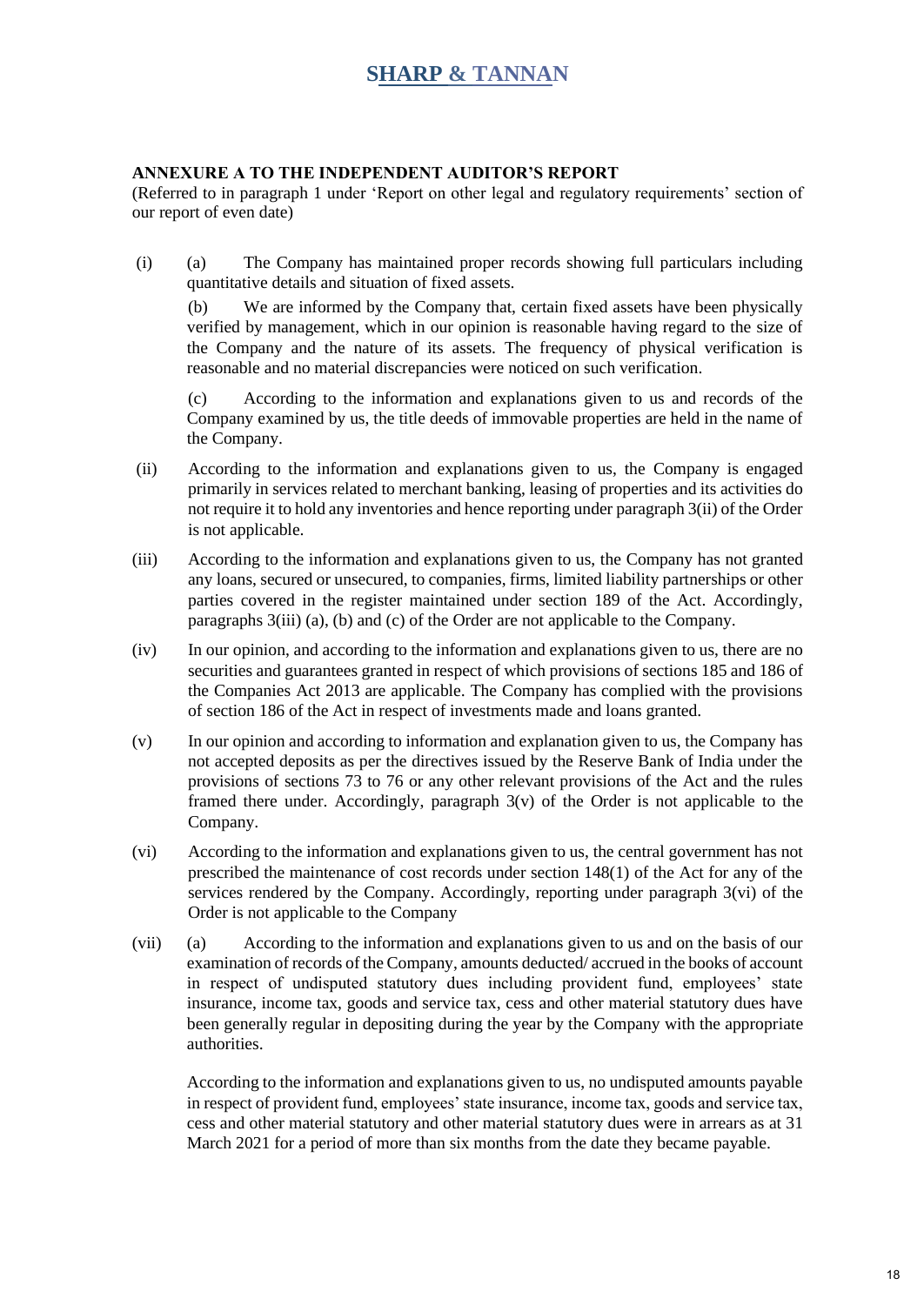## ANNEXURE A TO THE INDEPENDENT AUDITOR'S REPORT

(Referred to in paragraph 1 under 'Report on other legal and regulatory requirements' section of our report of even date)

(i) (a) The Company has maintained proper records showing full particulars including quantitative details and situation of fixed assets.

(b) We are informed by the Company that, certain fixed assets have been physically verified by management, which in our opinion is reasonable having regard to the size of the Company and the nature of its assets. The frequency of physical verification is reasonable and no material discrepancies were noticed on such verification.

(c) According to the information and explanations given to us and records of the Company examined by us, the title deeds of immovable properties are held in the name of the Company.

(ii) According to the information and explanations given to us, the Company is engaged primarily in services related to merchant banking, leasing of properties and its activities do not require it to hold any inventories and hence reporting under paragraph 3(ii) of the Order is not applicable.

(iii) According to the information and explanations given to us, the Company has not granted any loans, secured or unsecured, to companies, firms, limited liability partnerships or other parties covered in the register maintained under section 189 of the Act. Accordingly, paragraphs 3(iii) (a), (b) and (c) of the Order are not applicable to the Company.

(iv) In our opinion, and according to the information and explanations given to us, there are no securities and guarantees granted in respect of which provisions of sections 185 and 186 of the Companies Act 2013 are applicable. The Company has complied with the provisions of section 186 of the Act in respect of investments made and loans granted.

(v) In our opinion and according to information and explanation given to us, the Company has not accepted deposits as per the directives issued by the Reserve Bank of India under the provisions of sections 73 to 76 or any other relevant provisions of the Act and the rules framed there under. Accordingly, paragraph 3(v) of the Order is not applicable to the Company.

(vi) According to the information and explanations given to us, the central government has not prescribed the maintenance of cost records under section 148(1) of the Act for any of the services rendered by the Company. Accordingly, reporting under paragraph 3(vi) of the Order is not applicable to the Company

(vii) (a) According to the information and explanations given to us and on the basis of our examination of records of the Company, amounts deducted/ accrued in the books of account in respect of undisputed statutory dues including provident fund, employees' state insurance, income tax, goods and service tax, cess and other material statutory dues have been generally regular in depositing during the year by the Company with the appropriate authorities.

According to the information and explanations given to us, no undisputed amounts payable in respect of provident fund, employees' state insurance, income tax, goods and service tax, cess and other material statutory and other material statutory dues were in arrears as at 31 March 2021 for a period of more than six months from the date they became payable.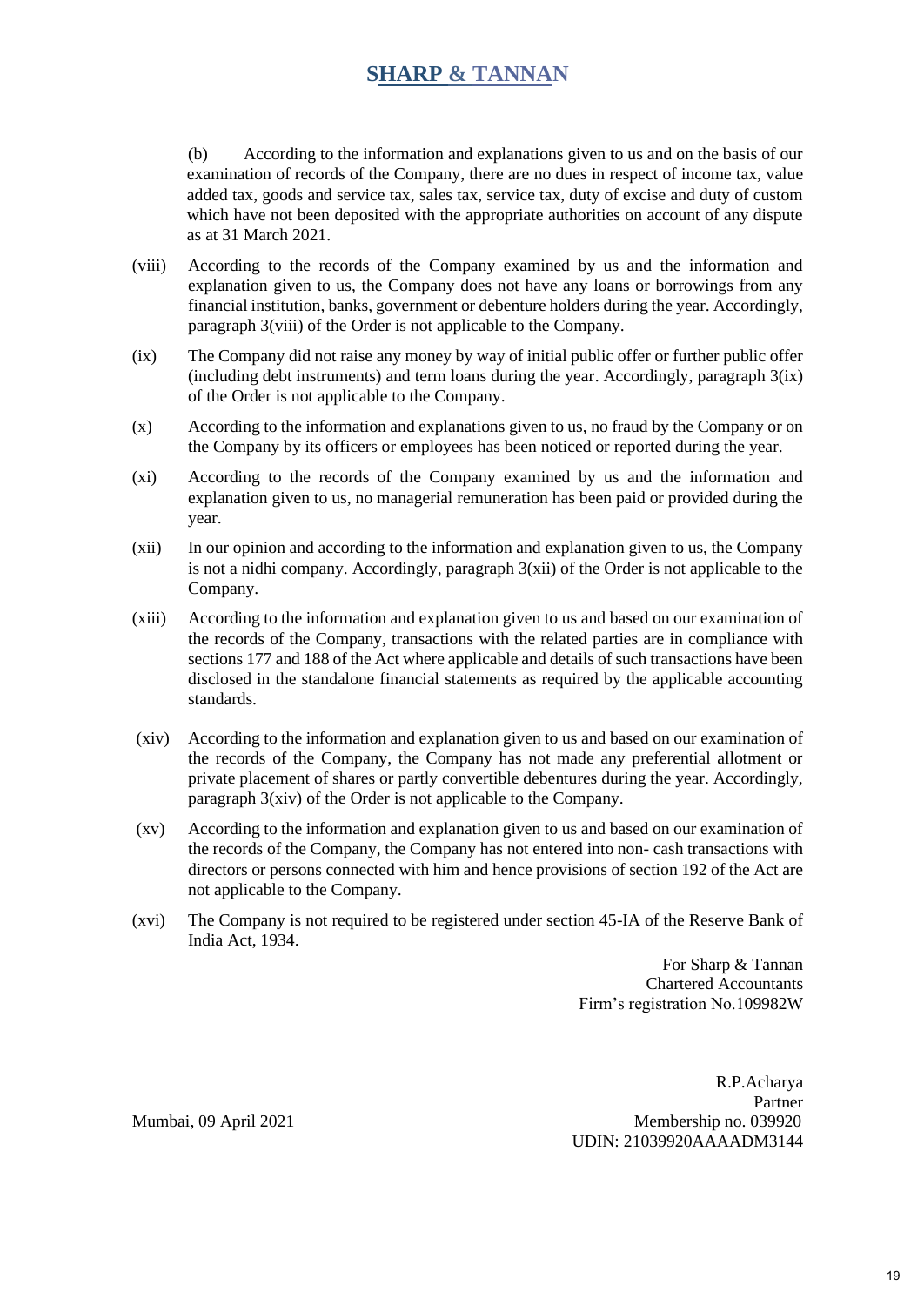(b) According to the information and explanations given to us and on the basis of our examination of records of the Company, there are no dues in respect of income tax, value added tax, goods and service tax, sales tax, service tax, duty of excise and duty of custom which have not been deposited with the appropriate authorities on account of any dispute as at 31 March 2021.

(viii) According to the records of the Company examined by us and the information and explanation given to us, the Company does not have any loans or borrowings from any financial institution, banks, government or debenture holders during the year. Accordingly, paragraph 3(viii) of the Order is not applicable to the Company.

(ix) The Company did not raise any money by way of initial public offer or further public offer (including debt instruments) and term loans during the year. Accordingly, paragraph 3(ix) of the Order is not applicable to the Company.

(x) According to the information and explanations given to us, no fraud by the Company or on the Company by its officers or employees has been noticed or reported during the year.

(xi) According to the records of the Company examined by us and the information and explanation given to us, no managerial remuneration has been paid or provided during the year.

(xii) In our opinion and according to the information and explanation given to us, the Company is not a nidhi company. Accordingly, paragraph 3(xii) of the Order is not applicable to the Company.

(xiii) According to the information and explanation given to us and based on our examination of the records of the Company, transactions with the related parties are in compliance with sections 177 and 188 of the Act where applicable and details of such transactions have been disclosed in the standalone financial statements as required by the applicable accounting standards.

(xiv) According to the information and explanation given to us and based on our examination of the records of the Company, the Company has not made any preferential allotment or private placement of shares or partly convertible debentures during the year. Accordingly, paragraph 3(xiv) of the Order is not applicable to the Company.

(xv) According to the information and explanation given to us and based on our examination of the records of the Company, the Company has not entered into non- cash transactions with directors or persons connected with him and hence provisions of section 192 of the Act are not applicable to the Company.

(xvi) The Company is not required to be registered under section 45-IA of the Reserve Bank of India Act, 1934.

For Sharp & Tannan
Chartered Accountants
Firm's registration No.109982W

R.P.Acharya
Partner
Membership no. 039920
UDIN: 21039920AAAADM3144

Mumbai, 09 April 2021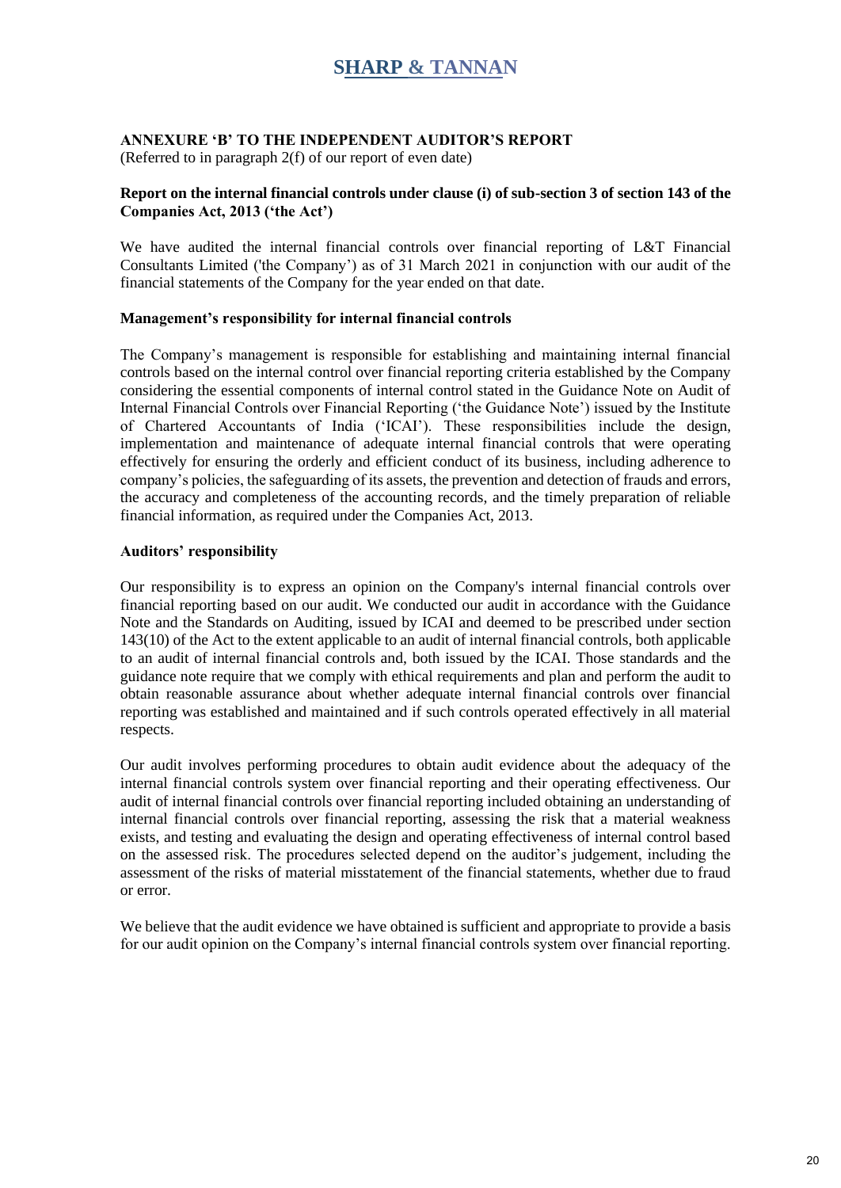# SHARP & TANNAN

## ANNEXURE 'B' TO THE INDEPENDENT AUDITOR'S REPORT

(Referred to in paragraph 2(f) of our report of even date)

**Report on the internal financial controls under clause (i) of sub-section 3 of section 143 of the Companies Act, 2013 ('the Act')**

We have audited the internal financial controls over financial reporting of L&T Financial Consultants Limited ('the Company') as of 31 March 2021 in conjunction with our audit of the financial statements of the Company for the year ended on that date.

**Management's responsibility for internal financial controls**

The Company's management is responsible for establishing and maintaining internal financial controls based on the internal control over financial reporting criteria established by the Company considering the essential components of internal control stated in the Guidance Note on Audit of Internal Financial Controls over Financial Reporting ('the Guidance Note') issued by the Institute of Chartered Accountants of India ('ICAI'). These responsibilities include the design, implementation and maintenance of adequate internal financial controls that were operating effectively for ensuring the orderly and efficient conduct of its business, including adherence to company's policies, the safeguarding of its assets, the prevention and detection of frauds and errors, the accuracy and completeness of the accounting records, and the timely preparation of reliable financial information, as required under the Companies Act, 2013.

**Auditors' responsibility**

Our responsibility is to express an opinion on the Company's internal financial controls over financial reporting based on our audit. We conducted our audit in accordance with the Guidance Note and the Standards on Auditing, issued by ICAI and deemed to be prescribed under section 143(10) of the Act to the extent applicable to an audit of internal financial controls, both applicable to an audit of internal financial controls and, both issued by the ICAI. Those standards and the guidance note require that we comply with ethical requirements and plan and perform the audit to obtain reasonable assurance about whether adequate internal financial controls over financial reporting was established and maintained and if such controls operated effectively in all material respects.

Our audit involves performing procedures to obtain audit evidence about the adequacy of the internal financial controls system over financial reporting and their operating effectiveness. Our audit of internal financial controls over financial reporting included obtaining an understanding of internal financial controls over financial reporting, assessing the risk that a material weakness exists, and testing and evaluating the design and operating effectiveness of internal control based on the assessed risk. The procedures selected depend on the auditor's judgement, including the assessment of the risks of material misstatement of the financial statements, whether due to fraud or error.

We believe that the audit evidence we have obtained is sufficient and appropriate to provide a basis for our audit opinion on the Company's internal financial controls system over financial reporting.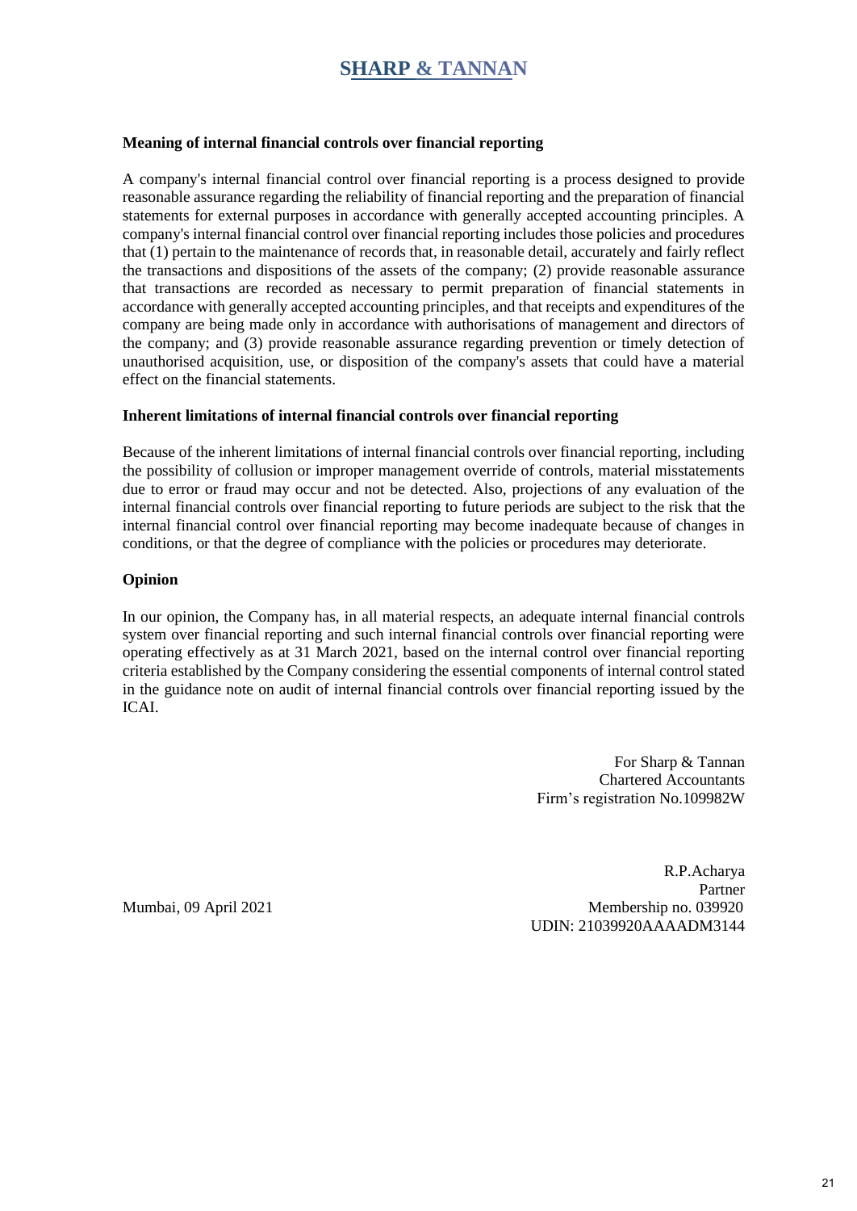**Meaning of internal financial controls over financial reporting**

A company's internal financial control over financial reporting is a process designed to provide reasonable assurance regarding the reliability of financial reporting and the preparation of financial statements for external purposes in accordance with generally accepted accounting principles. A company's internal financial control over financial reporting includes those policies and procedures that (1) pertain to the maintenance of records that, in reasonable detail, accurately and fairly reflect the transactions and dispositions of the assets of the company; (2) provide reasonable assurance that transactions are recorded as necessary to permit preparation of financial statements in accordance with generally accepted accounting principles, and that receipts and expenditures of the company are being made only in accordance with authorisations of management and directors of the company; and (3) provide reasonable assurance regarding prevention or timely detection of unauthorised acquisition, use, or disposition of the company's assets that could have a material effect on the financial statements.

**Inherent limitations of internal financial controls over financial reporting**

Because of the inherent limitations of internal financial controls over financial reporting, including the possibility of collusion or improper management override of controls, material misstatements due to error or fraud may occur and not be detected. Also, projections of any evaluation of the internal financial controls over financial reporting to future periods are subject to the risk that the internal financial control over financial reporting may become inadequate because of changes in conditions, or that the degree of compliance with the policies or procedures may deteriorate.

**Opinion**

In our opinion, the Company has, in all material respects, an adequate internal financial controls system over financial reporting and such internal financial controls over financial reporting were operating effectively as at 31 March 2021, based on the internal control over financial reporting criteria established by the Company considering the essential components of internal control stated in the guidance note on audit of internal financial controls over financial reporting issued by the ICAI.

For Sharp & Tannan
Chartered Accountants
Firm's registration No.109982W

R.P.Acharya
Partner
Membership no. 039920
UDIN: 21039920AAAADM3144

Mumbai, 09 April 2021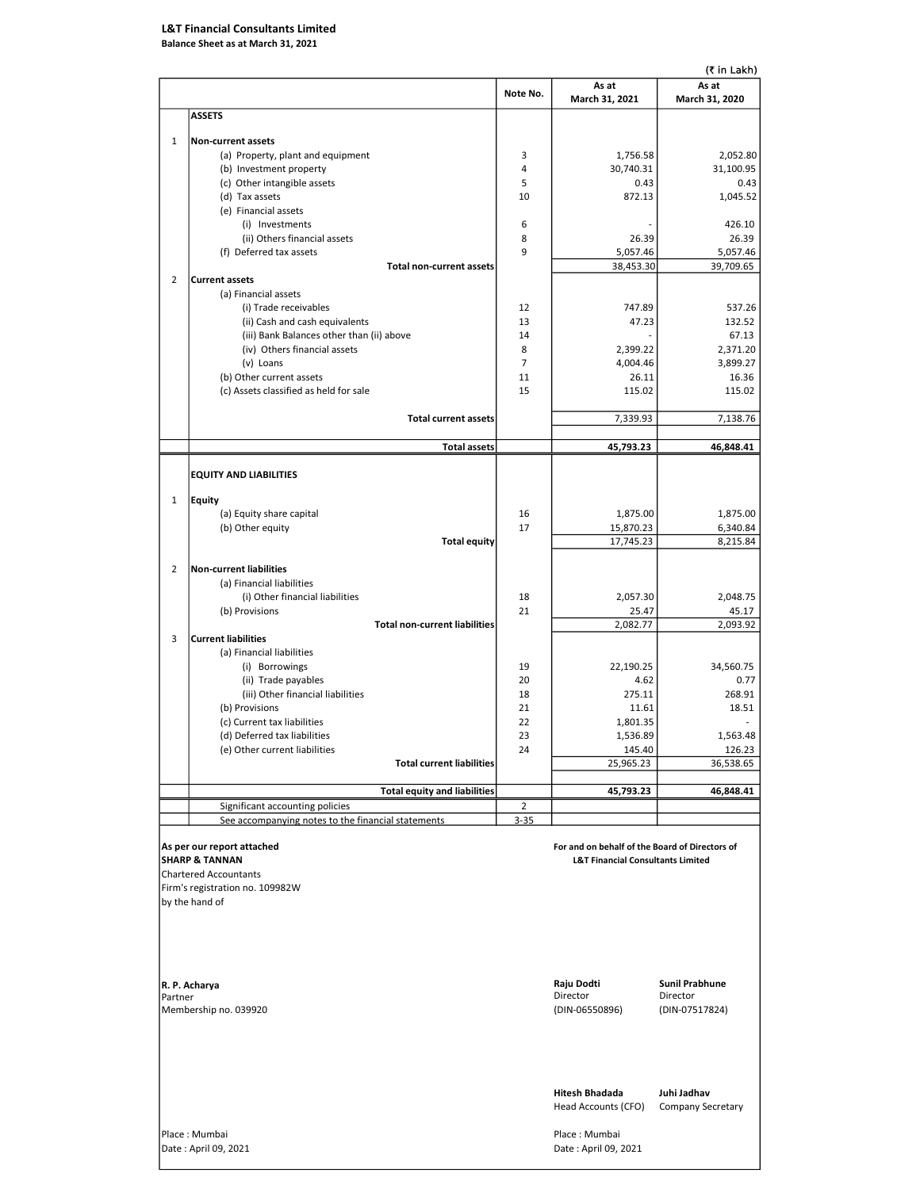**L&T Financial Consultants Limited**
**Balance Sheet as at March 31, 2021**

(₹ in Lakh)

| | | Note No. | As at March 31, 2021 | As at March 31, 2020 |
|---|---|---|---|---|
| | **ASSETS** | | | |
| 1 | **Non-current assets** | | | |
| | (a) Property, plant and equipment | 3 | 1,756.58 | 2,052.80 |
| | (b) Investment property | 4 | 30,740.31 | 31,100.95 |
| | (c) Other intangible assets | 5 | 0.43 | 0.43 |
| | (d) Tax assets | 10 | 872.13 | 1,045.52 |
| | (e) Financial assets | | | |
| | (i) Investments | 6 | - | 426.10 |
| | (ii) Others financial assets | 8 | 26.39 | 26.39 |
| | (f) Deferred tax assets | 9 | 5,057.46 | 5,057.46 |
| | **Total non-current assets** | | 38,453.30 | 39,709.65 |
| 2 | **Current assets** | | | |
| | (a) Financial assets | | | |
| | (i) Trade receivables | 12 | 747.89 | 537.26 |
| | (ii) Cash and cash equivalents | 13 | 47.23 | 132.52 |
| | (iii) Bank Balances other than (ii) above | 14 | - | 67.13 |
| | (iv) Others financial assets | 8 | 2,399.22 | 2,371.20 |
| | (v) Loans | 7 | 4,004.46 | 3,899.27 |
| | (b) Other current assets | 11 | 26.11 | 16.36 |
| | (c) Assets classified as held for sale | 15 | 115.02 | 115.02 |
| | **Total current assets** | | 7,339.93 | 7,138.76 |
| | **Total assets** | | **45,793.23** | **46,848.41** |
| | **EQUITY AND LIABILITIES** | | | |
| 1 | **Equity** | | | |
| | (a) Equity share capital | 16 | 1,875.00 | 1,875.00 |
| | (b) Other equity | 17 | 15,870.23 | 6,340.84 |
| | **Total equity** | | 17,745.23 | 8,215.84 |
| 2 | **Non-current liabilities** | | | |
| | (a) Financial liabilities | | | |
| | (i) Other financial liabilities | 18 | 2,057.30 | 2,048.75 |
| | (b) Provisions | 21 | 25.47 | 45.17 |
| | **Total non-current liabilities** | | 2,082.77 | 2,093.92 |
| 3 | **Current liabilities** | | | |
| | (a) Financial liabilities | | | |
| | (i) Borrowings | 19 | 22,190.25 | 34,560.75 |
| | (ii) Trade payables | 20 | 4.62 | 0.77 |
| | (iii) Other financial liabilities | 18 | 275.11 | 268.91 |
| | (b) Provisions | 21 | 11.61 | 18.51 |
| | (c) Current tax liabilities | 22 | 1,801.35 | - |
| | (d) Deferred tax liabilities | 23 | 1,536.89 | 1,563.48 |
| | (e) Other current liabilities | 24 | 145.40 | 126.23 |
| | **Total current liabilities** | | 25,965.23 | 36,538.65 |
| | **Total equity and liabilities** | | **45,793.23** | **46,848.41** |
| | Significant accounting policies | 2 | | |
| | See accompanying notes to the financial statements | 3-35 | | |

**As per our report attached**
**SHARP & TANNAN**
Chartered Accountants
Firm's registration no. 109982W
by the hand of

**R. P. Acharya**
Partner
Membership no. 039920

Place : Mumbai
Date : April 09, 2021

**For and on behalf of the Board of Directors of L&T Financial Consultants Limited**

**Raju Dodti**
Director
(DIN-06550896)

**Sunil Prabhune**
Director
(DIN-07517824)

**Hitesh Bhadada**
Head Accounts (CFO)

**Juhi Jadhav**
Company Secretary

Place : Mumbai
Date : April 09, 2021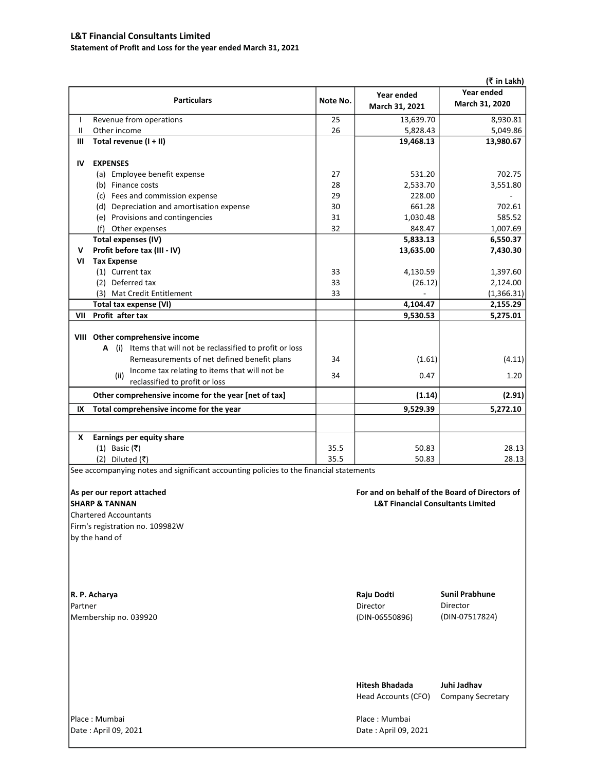**L&T Financial Consultants Limited**

**Statement of Profit and Loss for the year ended March 31, 2021**

(₹ in Lakh)

| | Particulars | Note No. | Year ended March 31, 2021 | Year ended March 31, 2020 |
|---|---|---|---|---|
| I | Revenue from operations | 25 | 13,639.70 | 8,930.81 |
| II | Other income | 26 | 5,828.43 | 5,049.86 |
| **III** | **Total revenue (I + II)** | | **19,468.13** | **13,980.67** |
| | | | | |
| **IV** | **EXPENSES** | | | |
| | (a) Employee benefit expense | 27 | 531.20 | 702.75 |
| | (b) Finance costs | 28 | 2,533.70 | 3,551.80 |
| | (c) Fees and commission expense | 29 | 228.00 | - |
| | (d) Depreciation and amortisation expense | 30 | 661.28 | 702.61 |
| | (e) Provisions and contingencies | 31 | 1,030.48 | 585.52 |
| | (f) Other expenses | 32 | 848.47 | 1,007.69 |
| | **Total expenses (IV)** | | **5,833.13** | **6,550.37** |
| **V** | **Profit before tax (III - IV)** | | **13,635.00** | **7,430.30** |
| **VI** | **Tax Expense** | | | |
| | (1) Current tax | 33 | 4,130.59 | 1,397.60 |
| | (2) Deferred tax | 33 | (26.12) | 2,124.00 |
| | (3) Mat Credit Entitlement | 33 | - | (1,366.31) |
| | **Total tax expense (VI)** | | **4,104.47** | **2,155.29** |
| **VII** | **Profit after tax** | | **9,530.53** | **5,275.01** |
| | | | | |
| **VIII** | **Other comprehensive income** | | | |
| | **A** (i) Items that will not be reclassified to profit or loss | | | |
| | Remeasurements of net defined benefit plans | 34 | (1.61) | (4.11) |
| | (ii) Income tax relating to items that will not be reclassified to profit or loss | 34 | 0.47 | 1.20 |
| | **Other comprehensive income for the year [net of tax]** | | **(1.14)** | **(2.91)** |
| **IX** | **Total comprehensive income for the year** | | **9,529.39** | **5,272.10** |
| | | | | |
| **X** | **Earnings per equity share** | | | |
| | (1) Basic (₹) | 35.5 | 50.83 | 28.13 |
| | (2) Diluted (₹) | 35.5 | 50.83 | 28.13 |

See accompanying notes and significant accounting policies to the financial statements

**As per our report attached**
**SHARP & TANNAN**
Chartered Accountants
Firm's registration no. 109982W
by the hand of

**For and on behalf of the Board of Directors of L&T Financial Consultants Limited**

**R. P. Acharya**
Partner
Membership no. 039920

**Raju Dodti**
Director
(DIN-06550896)

**Sunil Prabhune**
Director
(DIN-07517824)

**Hitesh Bhadada**
Head Accounts (CFO)

**Juhi Jadhav**
Company Secretary

Place : Mumbai
Date : April 09, 2021

Place : Mumbai
Date : April 09, 2021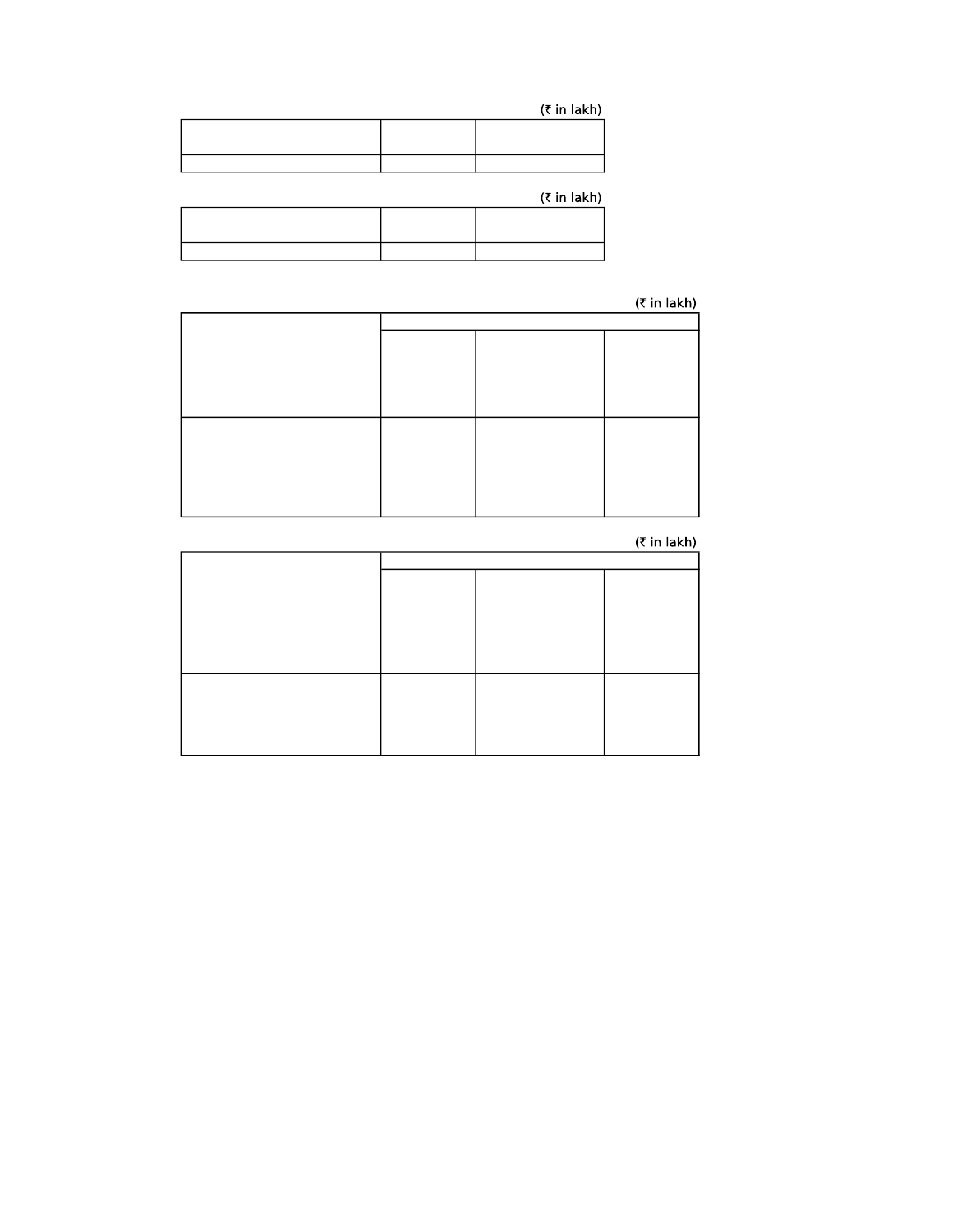(₹ in lakh)

| | | |
|---|---|---|
| | | |

(₹ in lakh)

| | | |
|---|---|---|
| | | |

(₹ in lakh)

| | | | |
|---|---|---|---|
| | | | |
| | | | |

(₹ in lakh)

| | | | |
|---|---|---|---|
| | | | |
| | | | |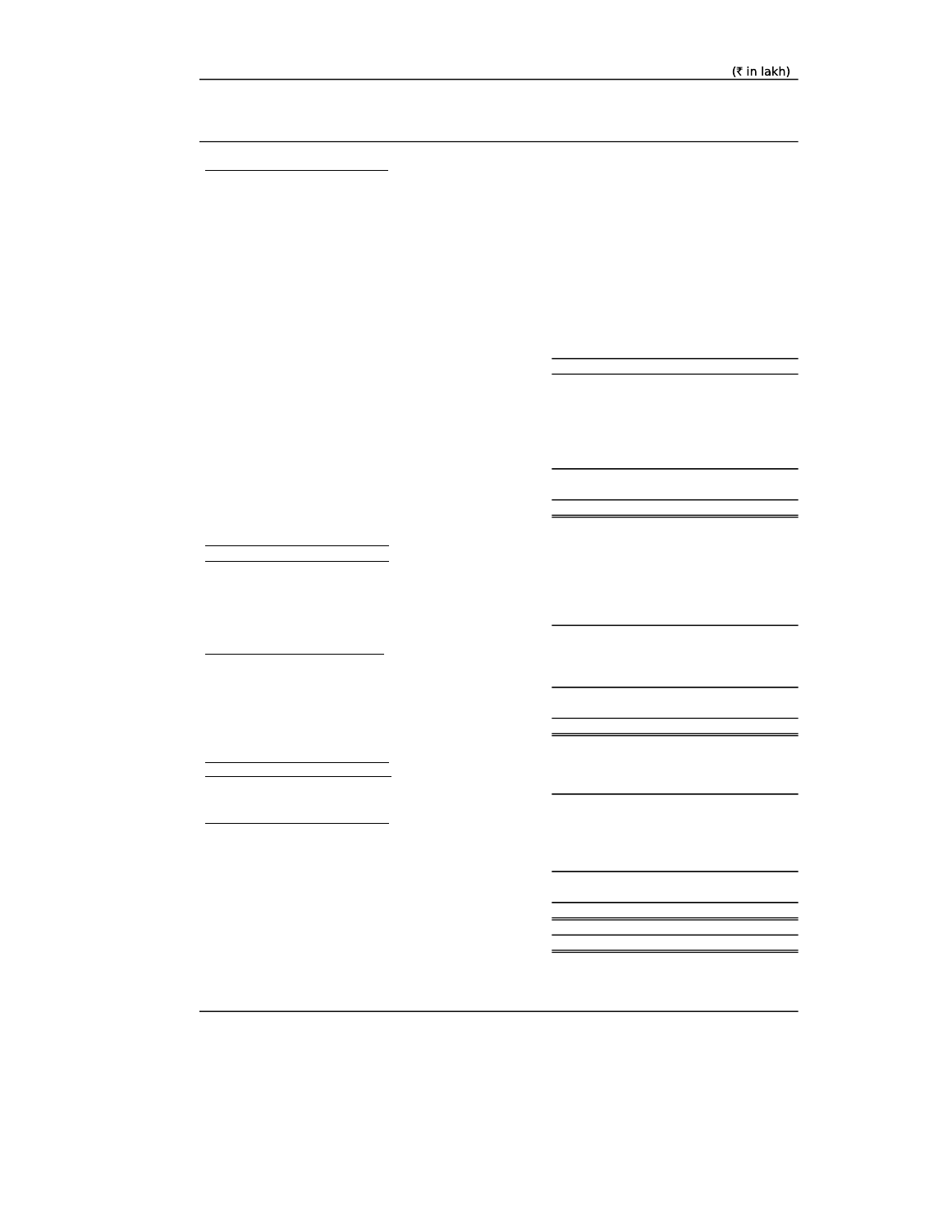(₹ in lakh)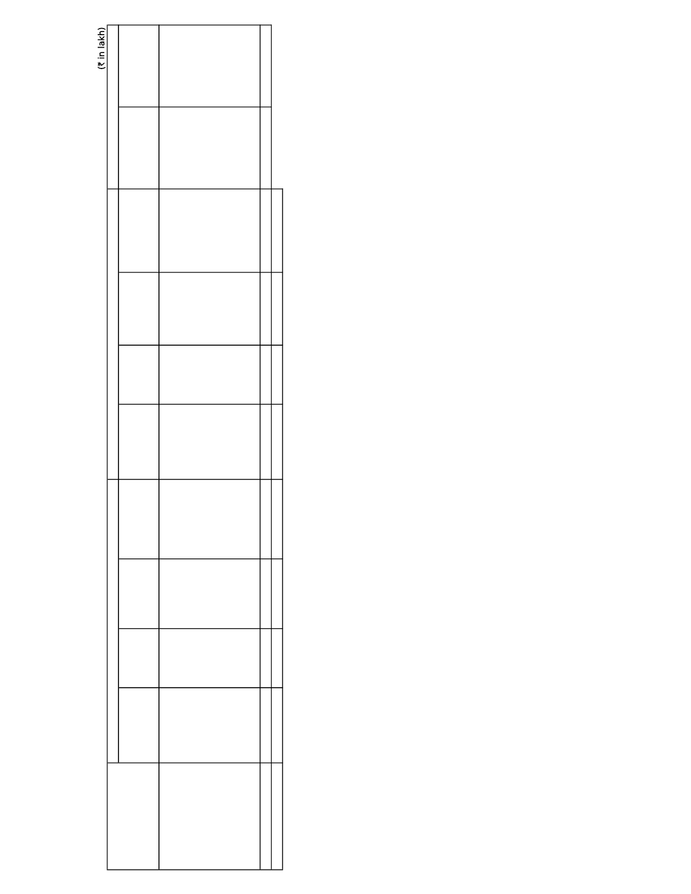(₹ in lakh)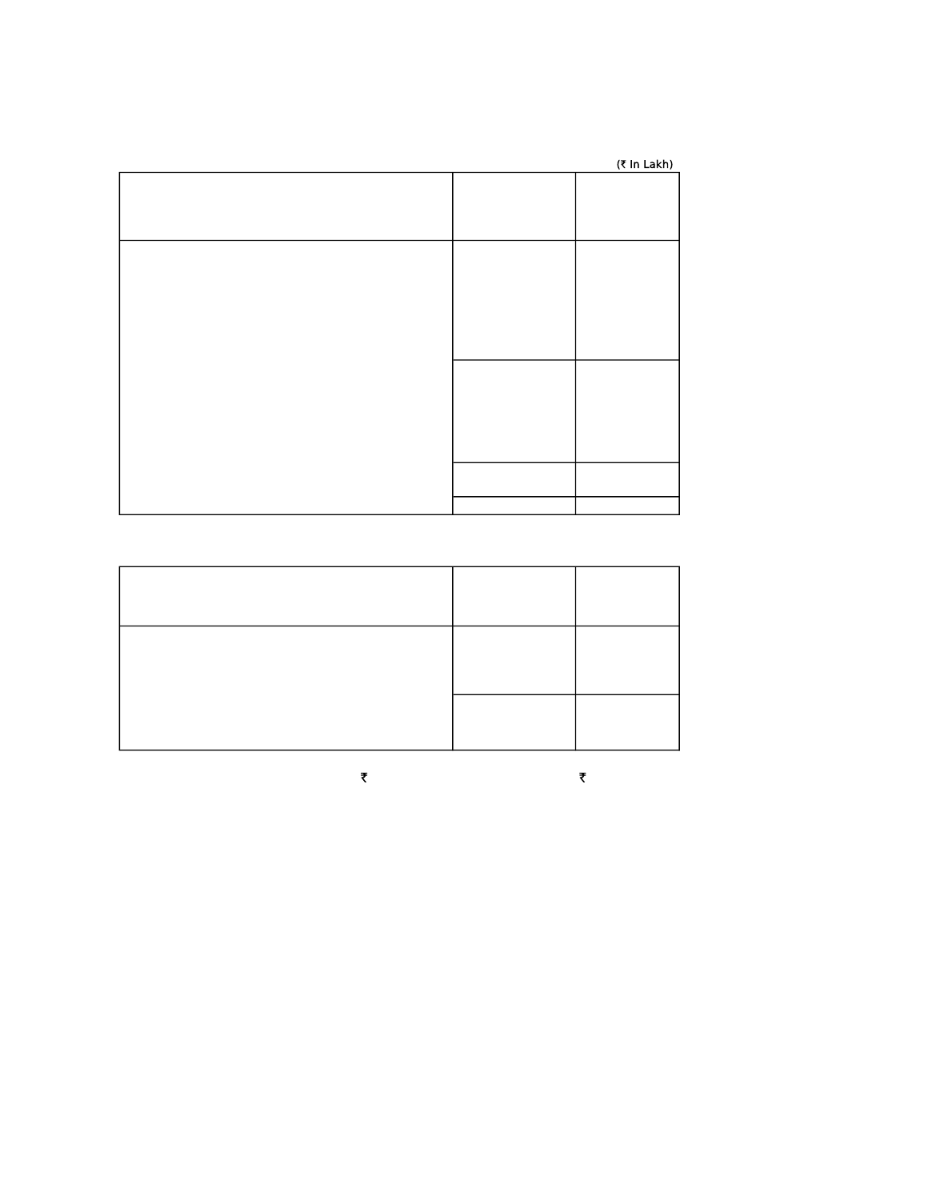(₹ In Lakh)

| | | |
|---|---|---|
| | | |
| | | |
| | | |
| | | |

| | | |
|---|---|---|
| | | |
| | | |

₹ ₹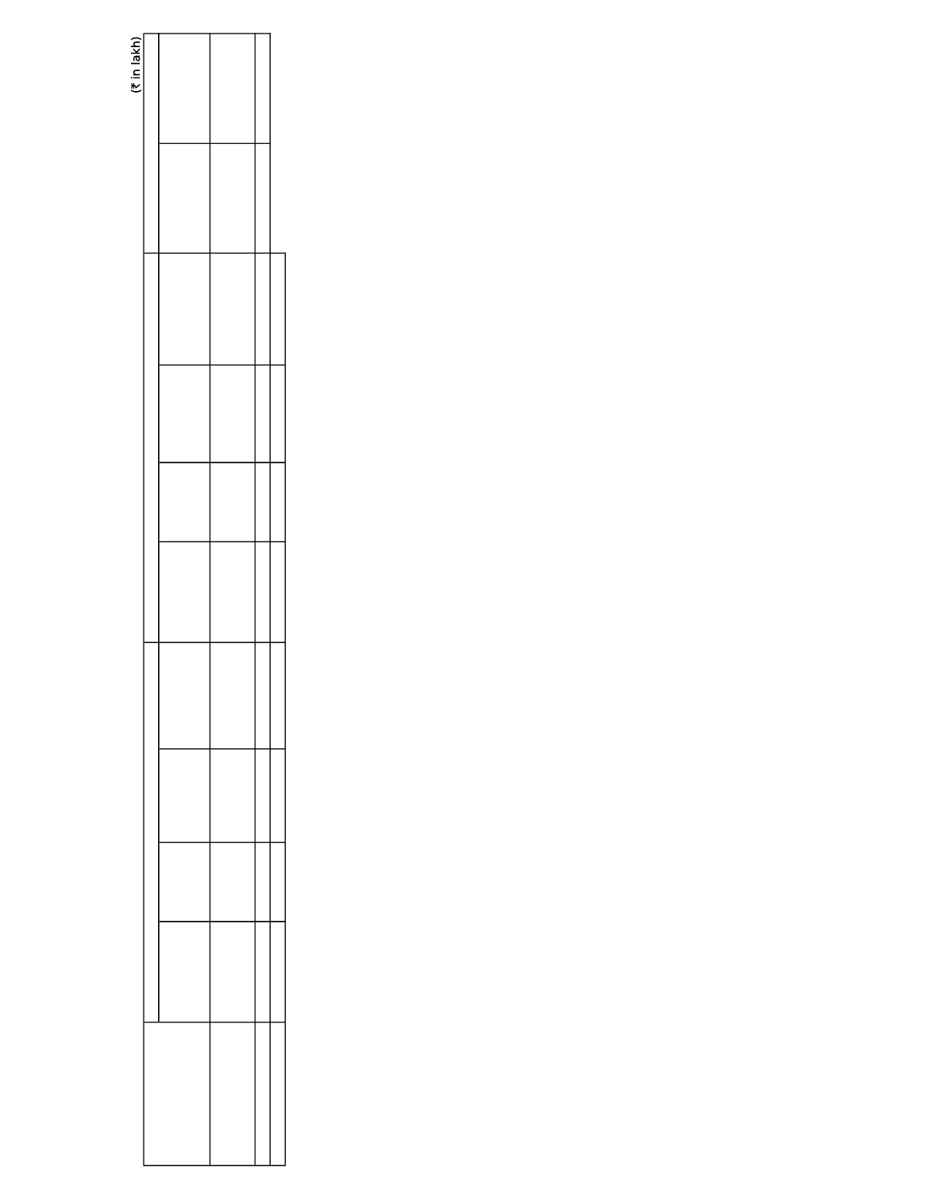(₹ in lakh)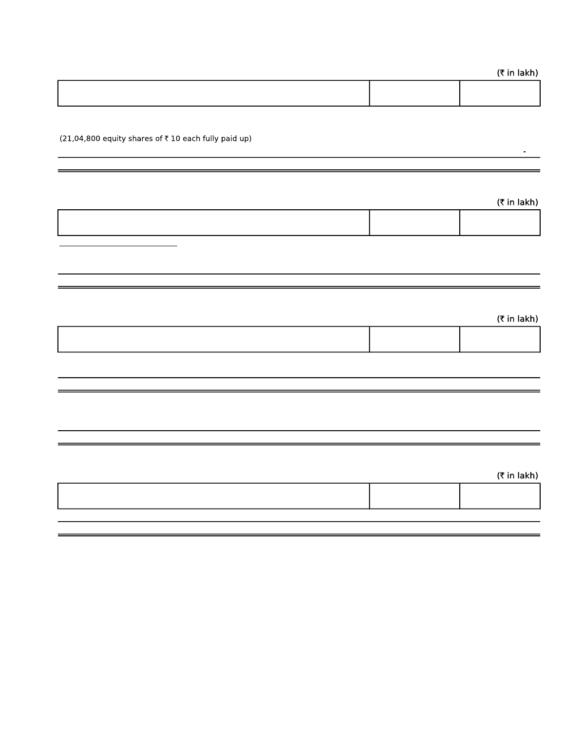(₹ in lakh)

| | | |
|---|---|---|

(21,04,800 equity shares of ₹ 10 each fully paid up)

-

(₹ in lakh)

| | | |
|---|---|---|

(₹ in lakh)

| | | |
|---|---|---|

(₹ in lakh)

| | | |
|---|---|---|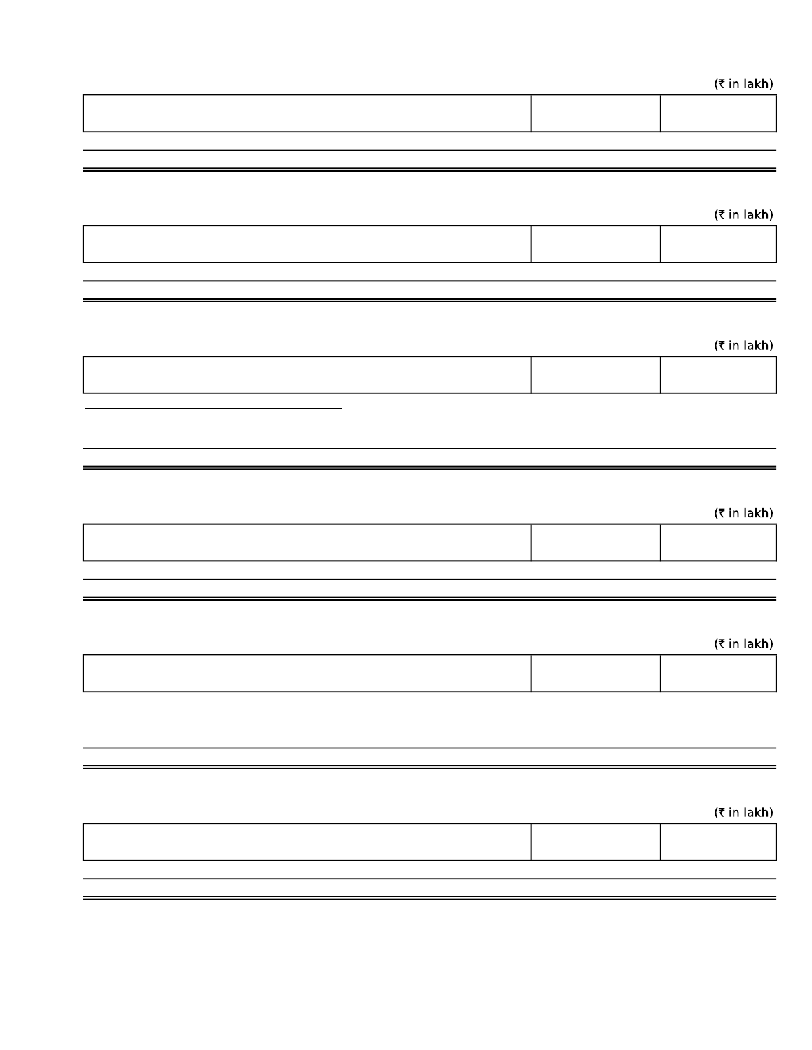(₹ in lakh)

| | | |
|---|---|---|

(₹ in lakh)

| | | |
|---|---|---|

(₹ in lakh)

| | | |
|---|---|---|

(₹ in lakh)

| | | |
|---|---|---|

(₹ in lakh)

| | | |
|---|---|---|

(₹ in lakh)

| | | |
|---|---|---|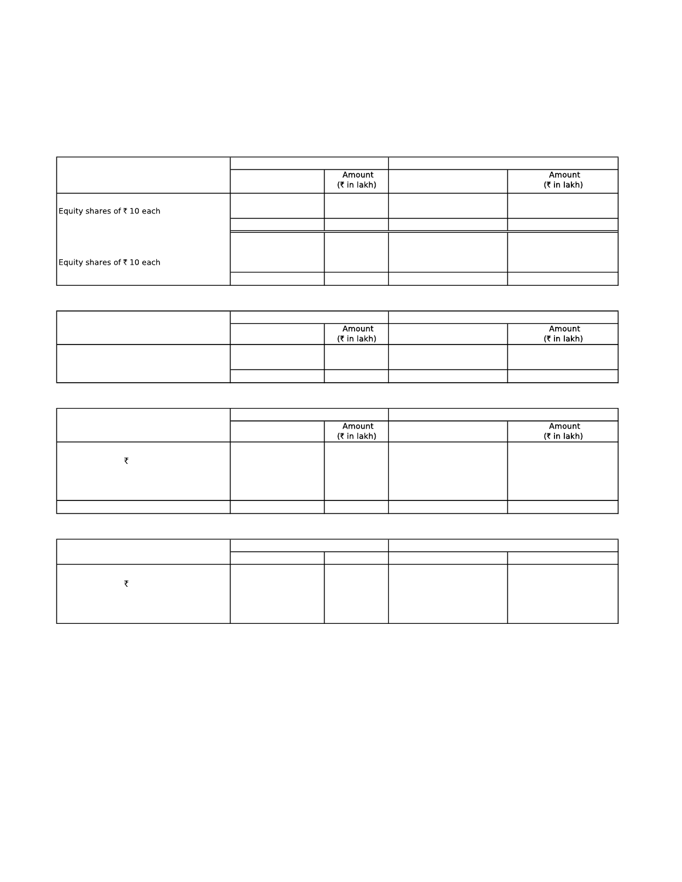| | | | | |
|---|---|---|---|---|
| | | Amount (₹ in lakh) | | Amount (₹ in lakh) |
| Equity shares of ₹ 10 each | | | | |
| | | | | |
| Equity shares of ₹ 10 each | | | | |
| | | | | |

| | | | | |
|---|---|---|---|---|
| | | Amount (₹ in lakh) | | Amount (₹ in lakh) |
| | | | | |
| | | | | |

| | | | | |
|---|---|---|---|---|
| | | Amount (₹ in lakh) | | Amount (₹ in lakh) |
| ₹ | | | | |
| | | | | |

| | | | | |
|---|---|---|---|---|
| | | | | |
| ₹ | | | | |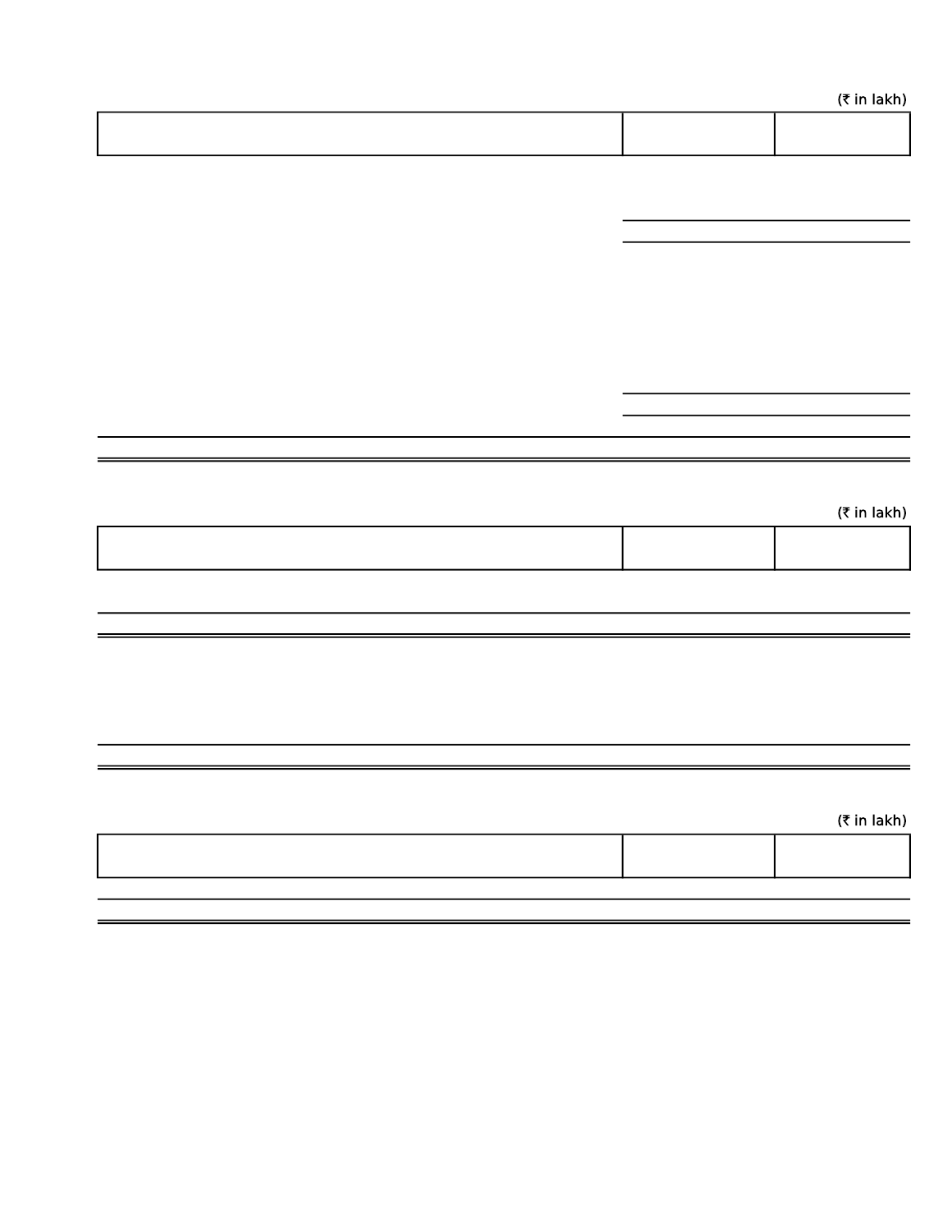(₹ in lakh)

(₹ in lakh)

(₹ in lakh)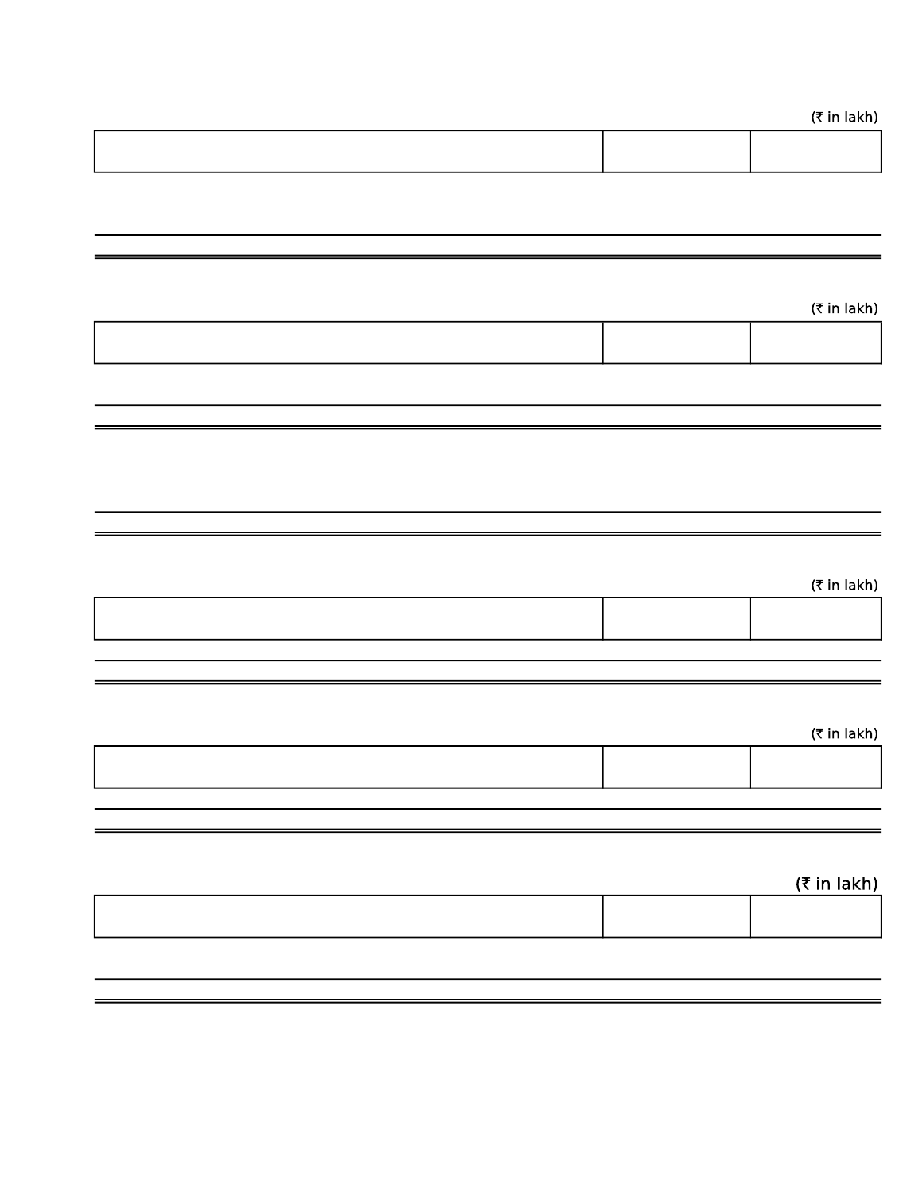(₹ in lakh)

(₹ in lakh)

(₹ in lakh)

(₹ in lakh)

(₹ in lakh)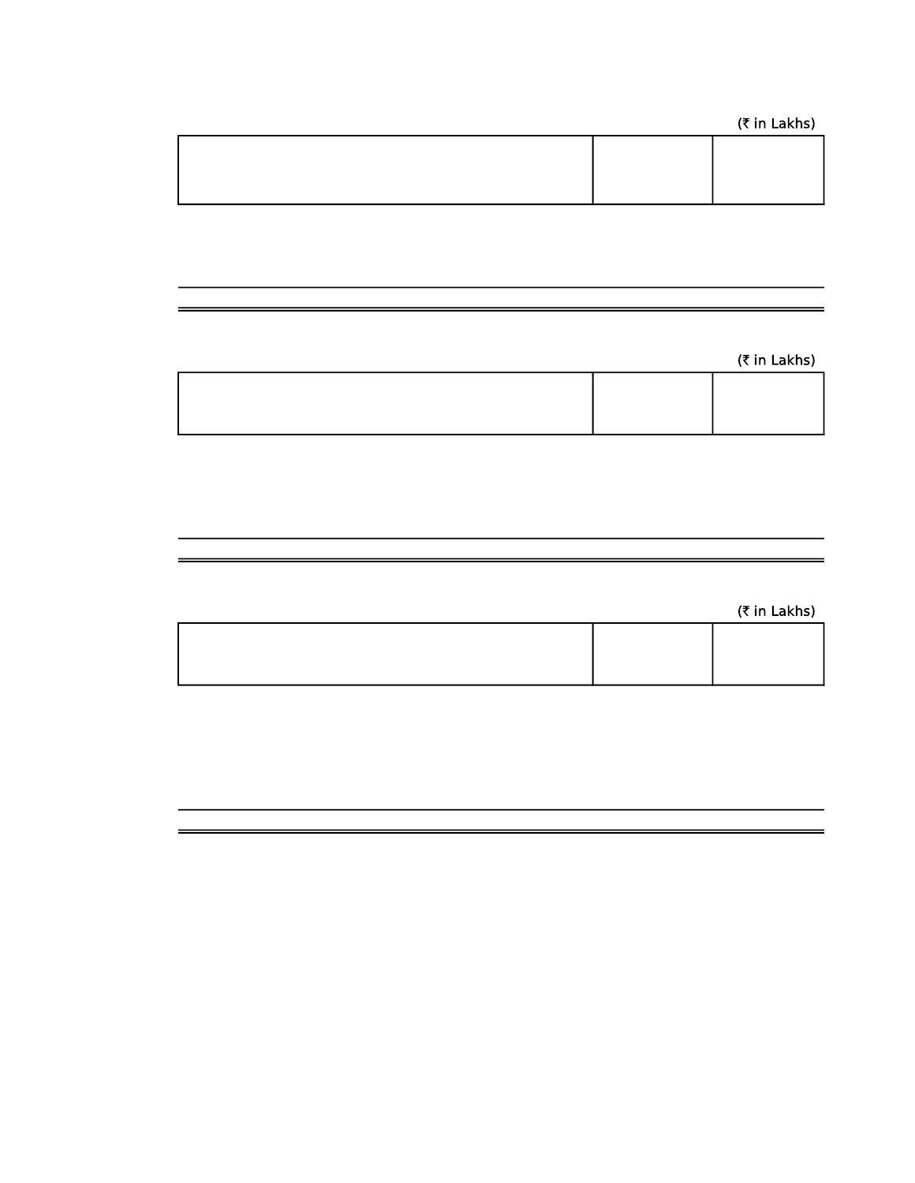(₹ in Lakhs)

(₹ in Lakhs)

(₹ in Lakhs)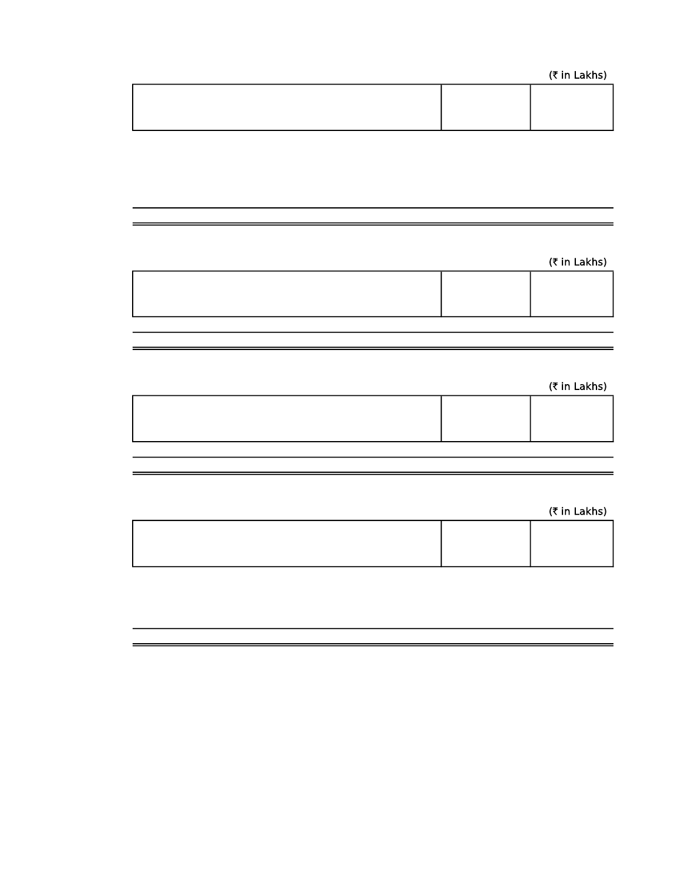(₹ in Lakhs)

| | | |
|---|---|---|
| | | |

(₹ in Lakhs)

| | | |
|---|---|---|
| | | |

(₹ in Lakhs)

| | | |
|---|---|---|
| | | |

(₹ in Lakhs)

| | | |
|---|---|---|
| | | |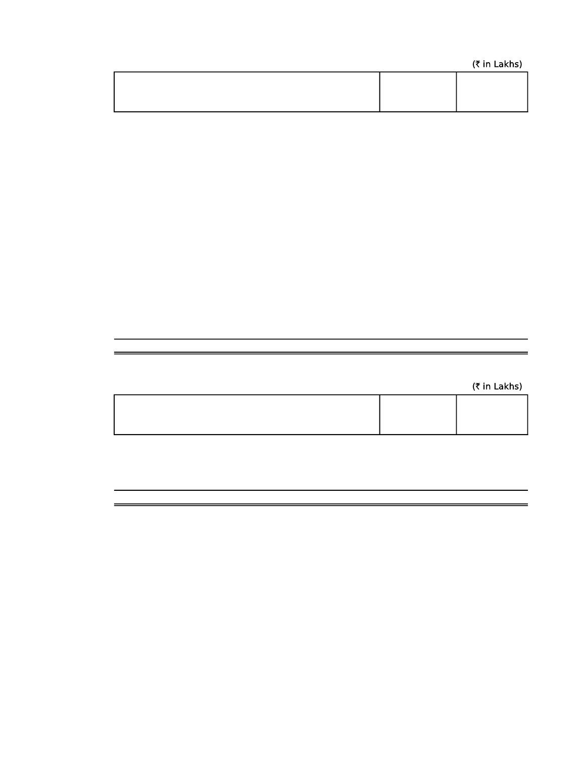(₹ in Lakhs)

| | | |
|---|---|---|

(₹ in Lakhs)

| | | |
|---|---|---|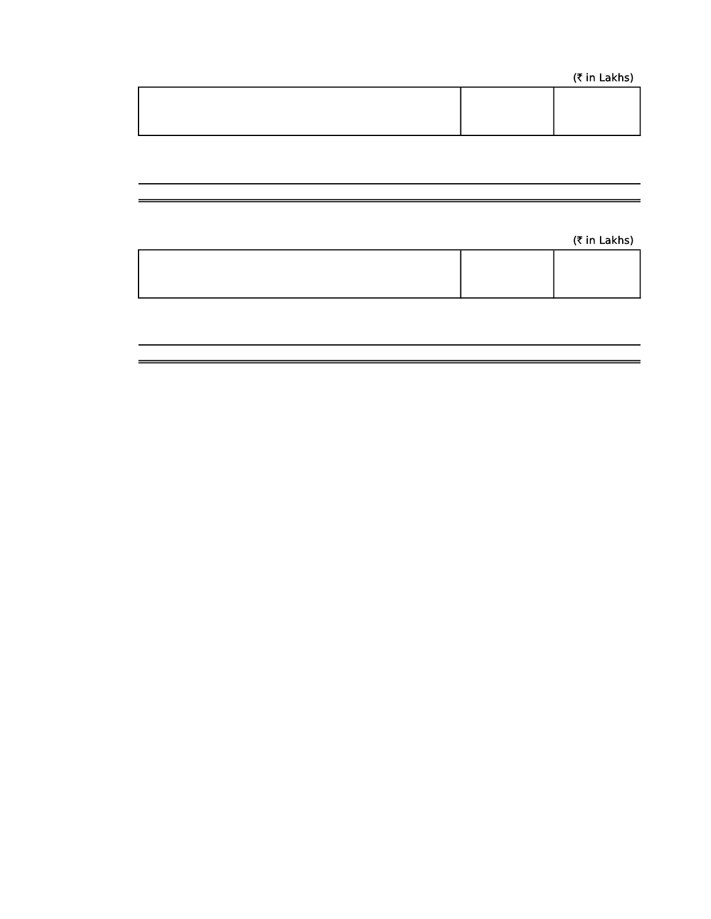(₹ in Lakhs)

| | | |
|---|---|---|

(₹ in Lakhs)

| | | |
|---|---|---|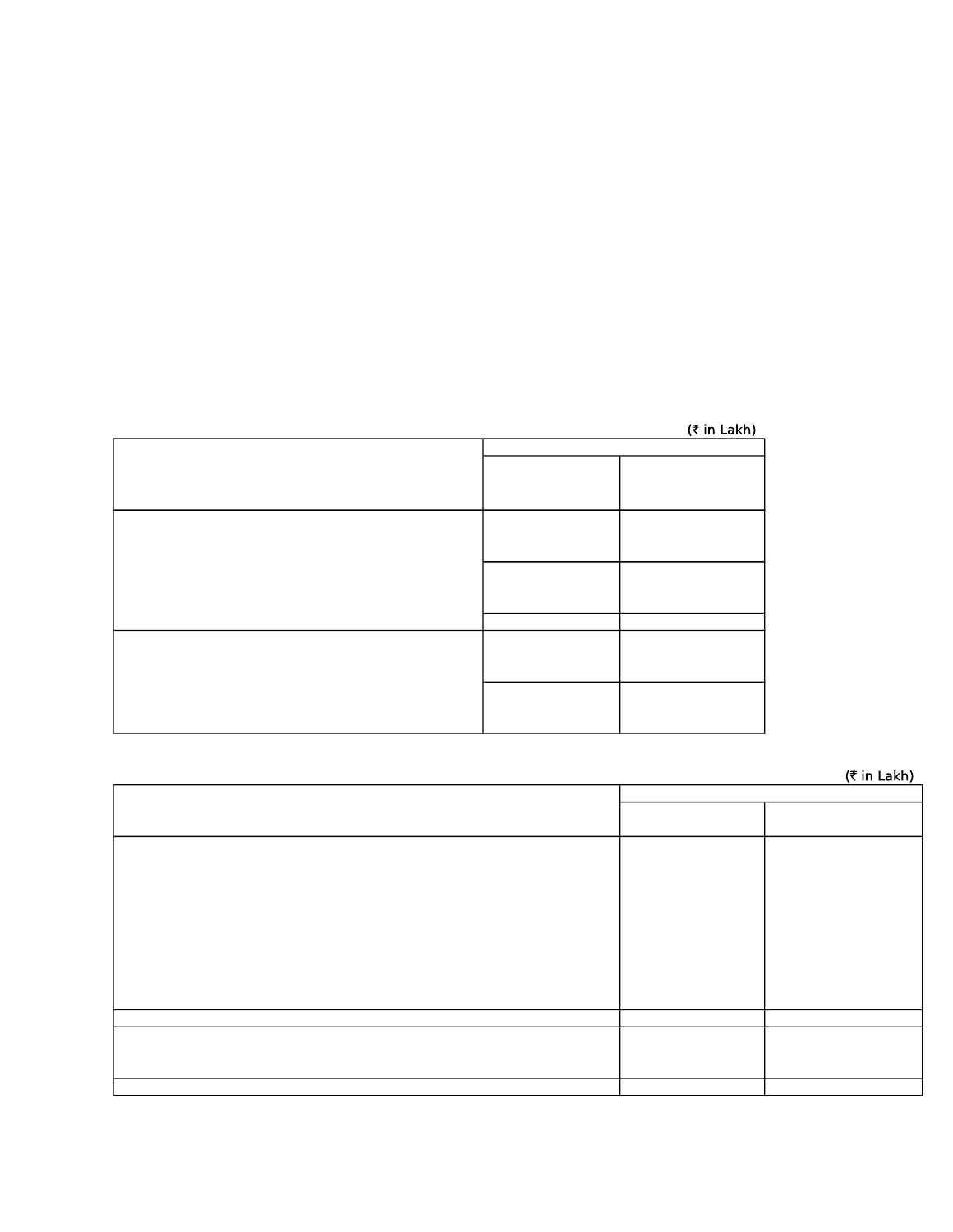(₹ in Lakh)

(₹ in Lakh)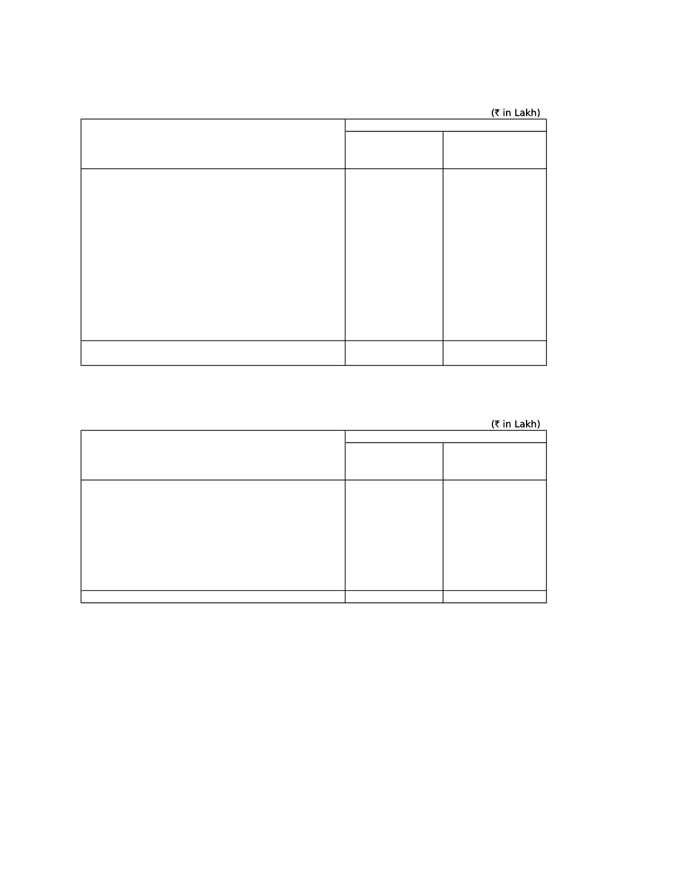(₹ in Lakh)

| | | |
|---|---|---|
| | | |
| | | |
| | | |

(₹ in Lakh)

| | | |
|---|---|---|
| | | |
| | | |
| | | |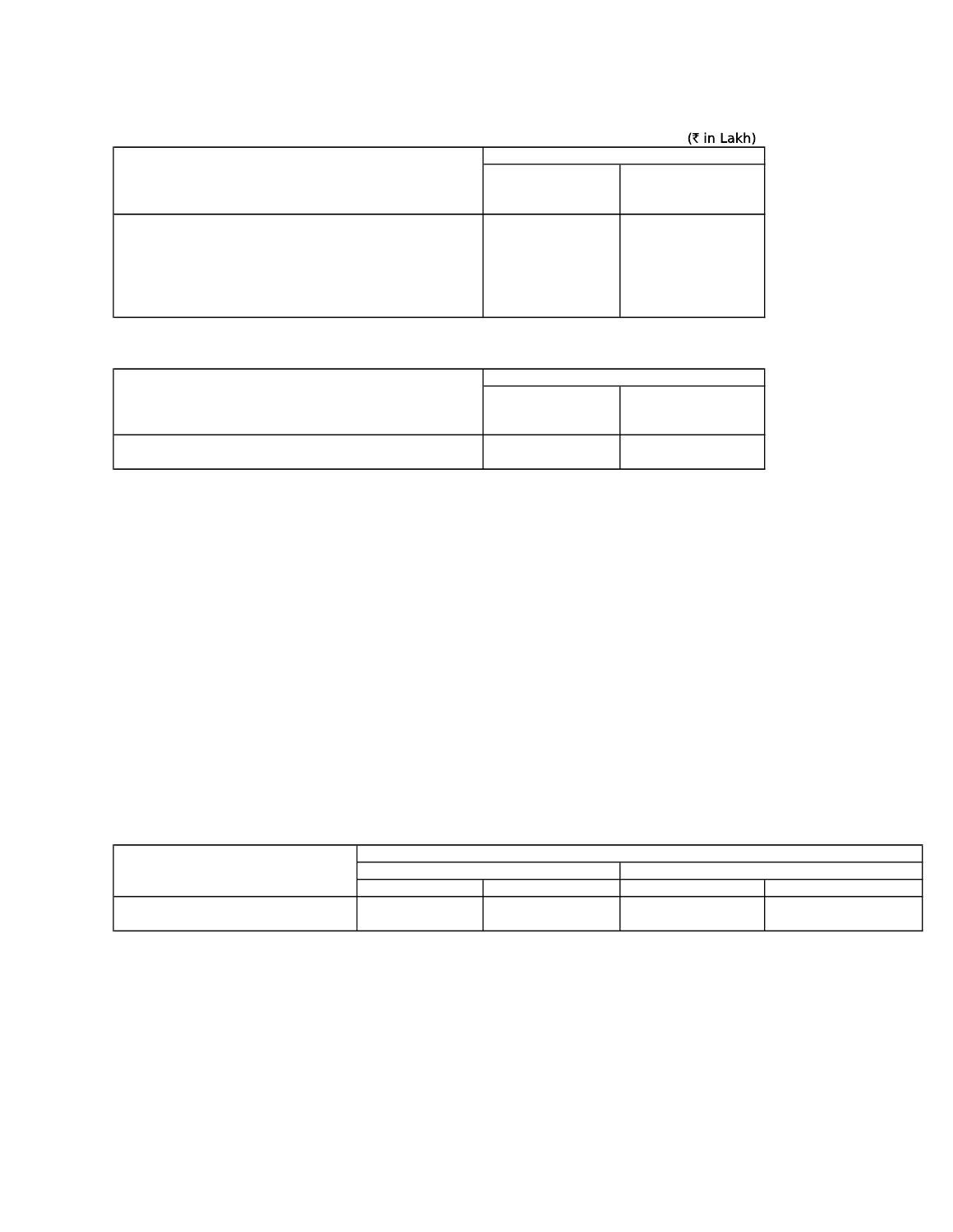(₹ in Lakh)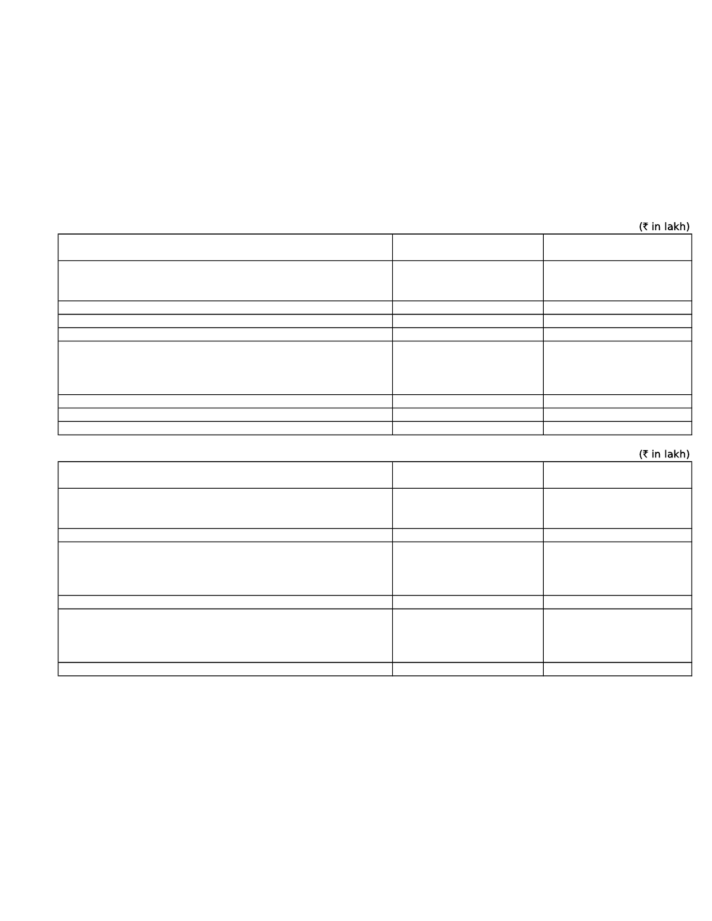(₹ in lakh)

| | | |
|---|---|---|
| | | |
| | | |
| | | |
| | | |
| | | |
| | | |
| | | |

(₹ in lakh)

| | | |
|---|---|---|
| | | |
| | | |
| | | |
| | | |
| | | |
| | | |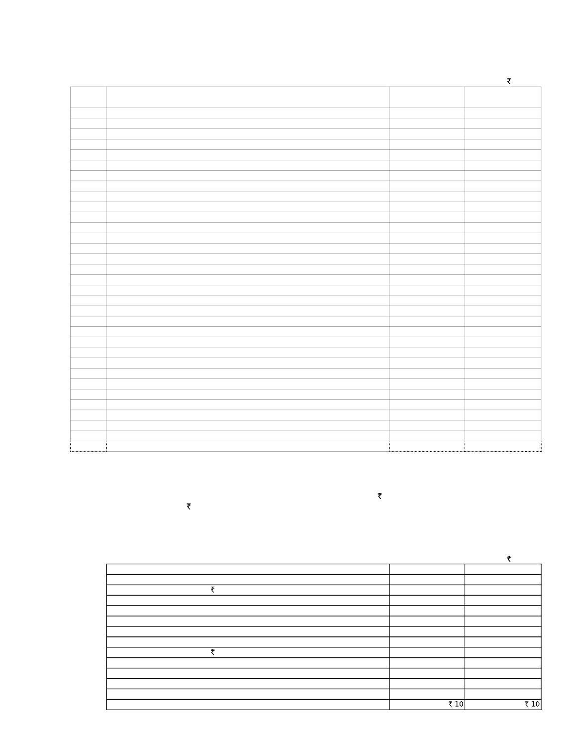₹

₹

₹

₹

| | | |
|---|---|---|
| | | |
| ₹ | | |
| | | |
| | | |
| | | |
| | | |
| | | |
| ₹ | | |
| | | |
| | | |
| | | |
| | | |
| | ₹ 10 | ₹ 10 |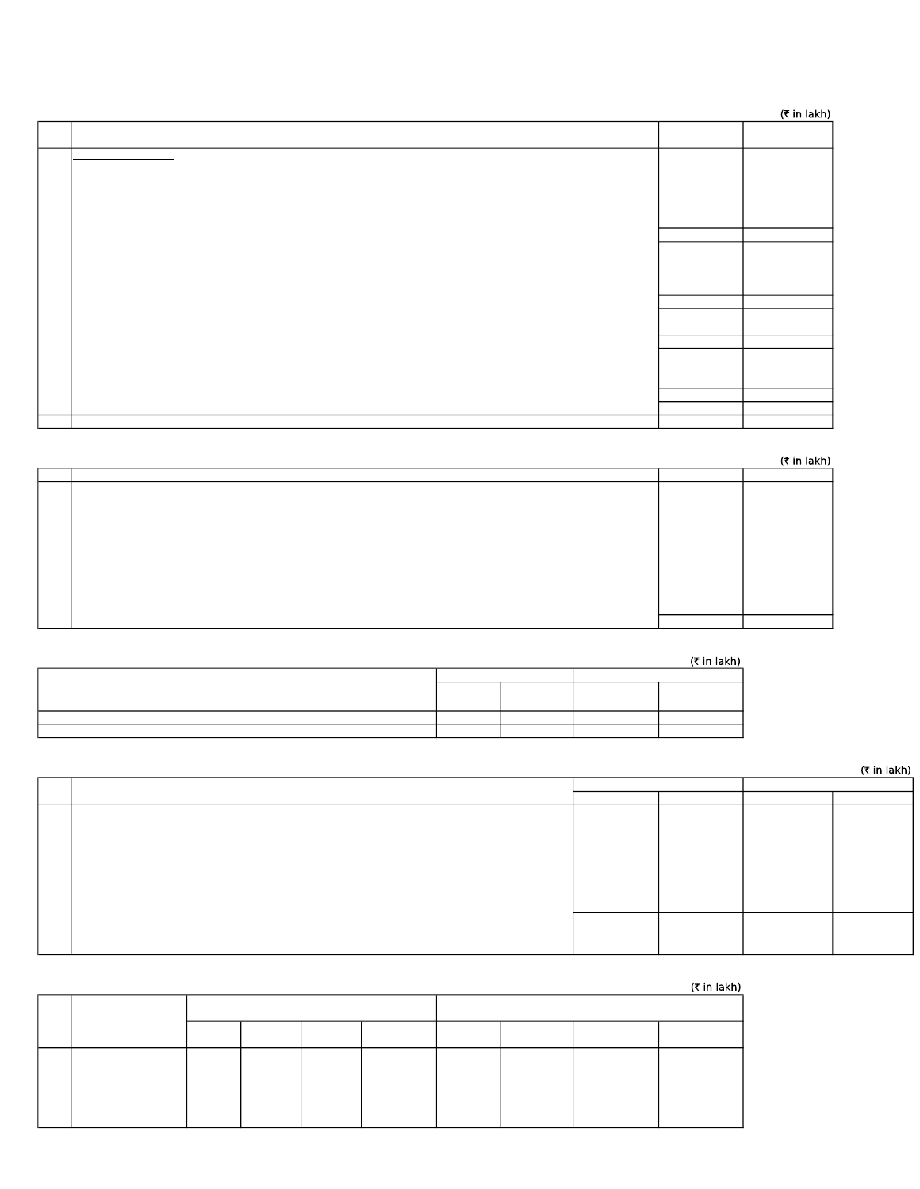(₹ in lakh)

(₹ in lakh)

(₹ in lakh)

(₹ in lakh)

(₹ in lakh)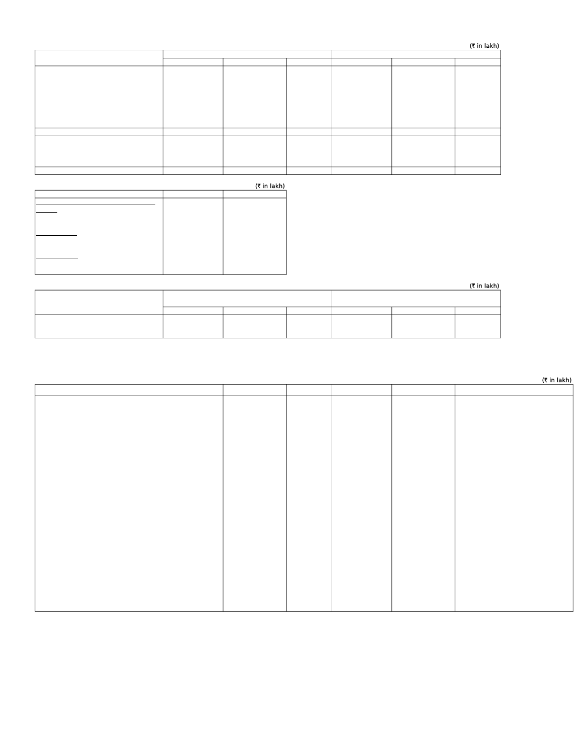(₹ in lakh)

(₹ in lakh)

(₹ in lakh)

(₹ in lakh)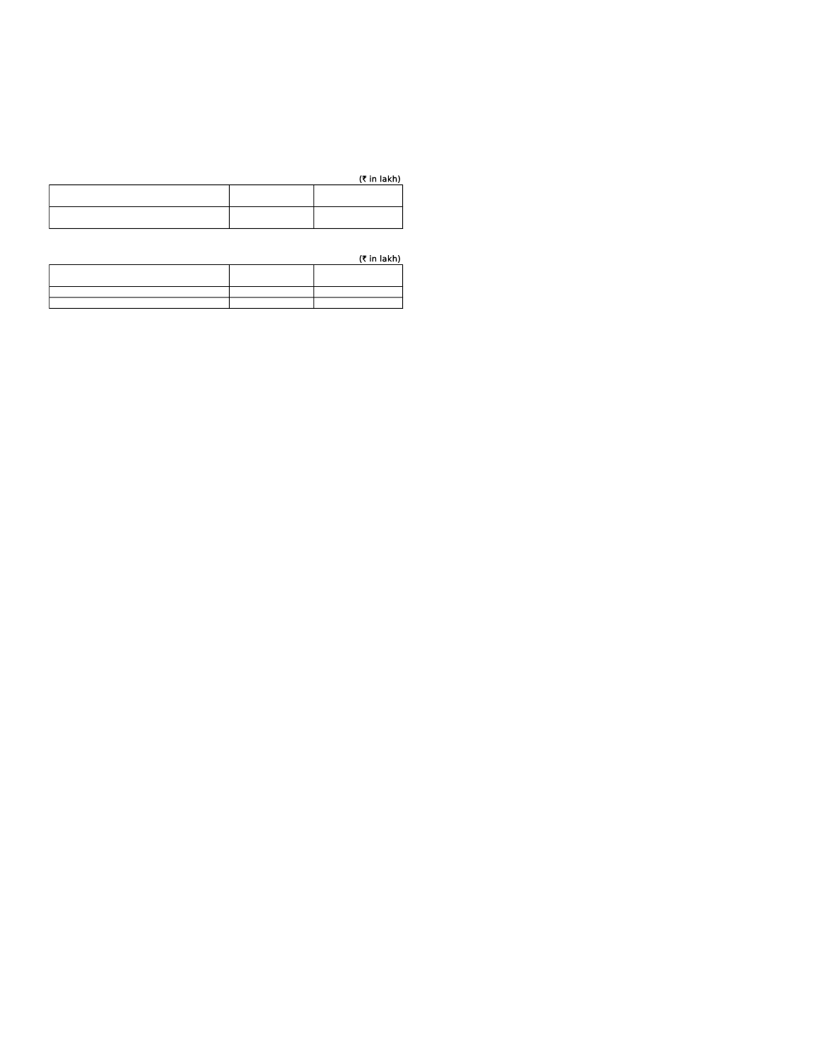(₹ in lakh)

| | | |
|---|---|---|
| | | |

(₹ in lakh)

| | | |
|---|---|---|
| | | |
| | | |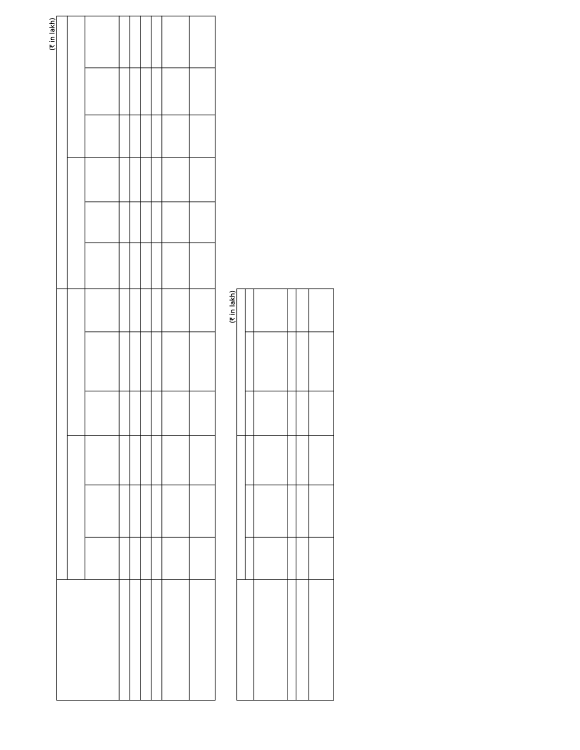(₹ in lakh)

| | | | | | | | | | | | | |
|---|---|---|---|---|---|---|---|---|---|---|---|---|
| | | | | | | | | | | | | |
| | | | | | | | | | | | | |
| | | | | | | | | | | | | |
| | | | | | | | | | | | | |
| | | | | | | | | | | | | |
| | | | | | | | | | | | | |
| | | | | | | | | | | | | |
| | | | | | | | | | | | | |

(₹ in lakh)

| | | | | | | |
|---|---|---|---|---|---|---|
| | | | | | | |
| | | | | | | |
| | | | | | | |
| | | | | | | |
| | | | | | | |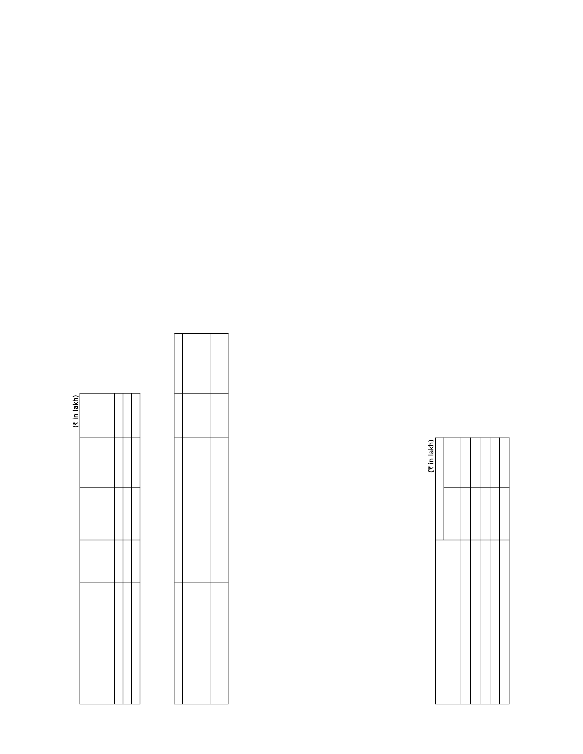(₹ in lakh)

(₹ in lakh)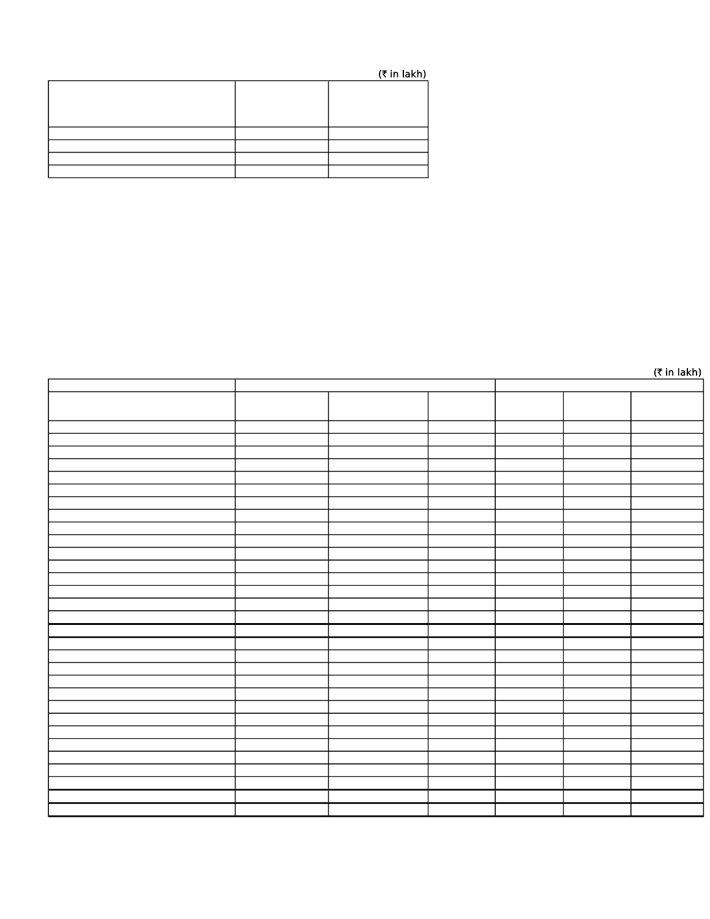(₹ in lakh)

| | | |
|---|---|---|
| | | |
| | | |
| | | |
| | | |

(₹ in lakh)

| | | | | | | |
|---|---|---|---|---|---|---|
| | | | | | | |
| | | | | | | |
| | | | | | | |
| | | | | | | |
| | | | | | | |
| | | | | | | |
| | | | | | | |
| | | | | | | |
| | | | | | | |
| | | | | | | |
| | | | | | | |
| | | | | | | |
| | | | | | | |
| | | | | | | |
| | | | | | | |
| | | | | | | |
| | | | | | | |
| | | | | | | |
| | | | | | | |
| | | | | | | |
| | | | | | | |
| | | | | | | |
| | | | | | | |
| | | | | | | |
| | | | | | | |
| | | | | | | |
| | | | | | | |
| | | | | | | |
| | | | | | | |
| | | | | | | |
| | | | | | | |
| | | | | | | |